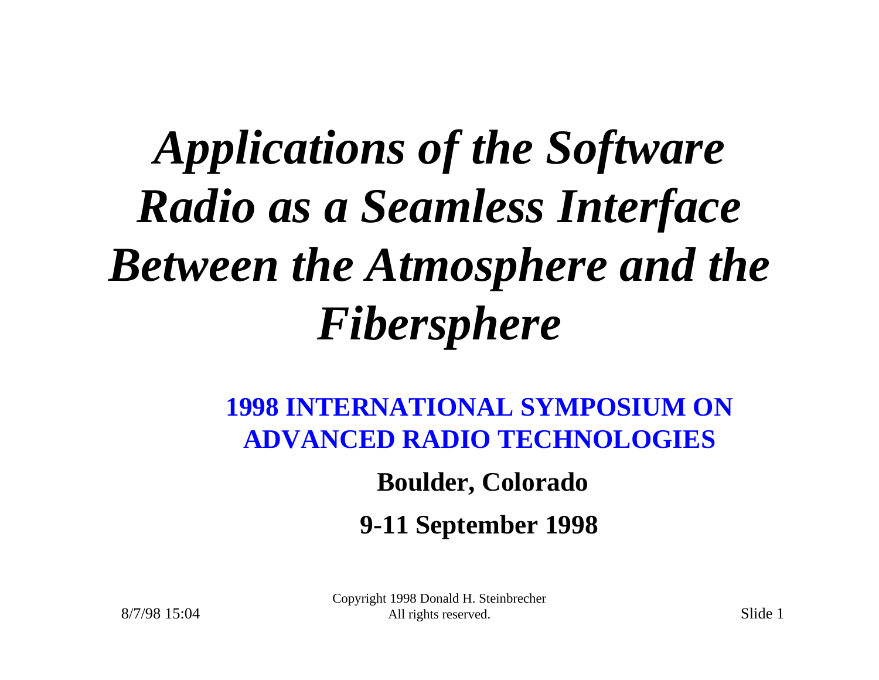# *Applications of the Software Radio as a Seamless Interface Between the Atmosphere and the Fibersphere*

**1998 INTERNATIONAL SYMPOSIUM ON ADVANCED RADIO TECHNOLOGIES**

**Boulder, Colorado**

**9-11 September 1998**

Copyright 1998 Donald H. Steinbrecher
All rights reserved.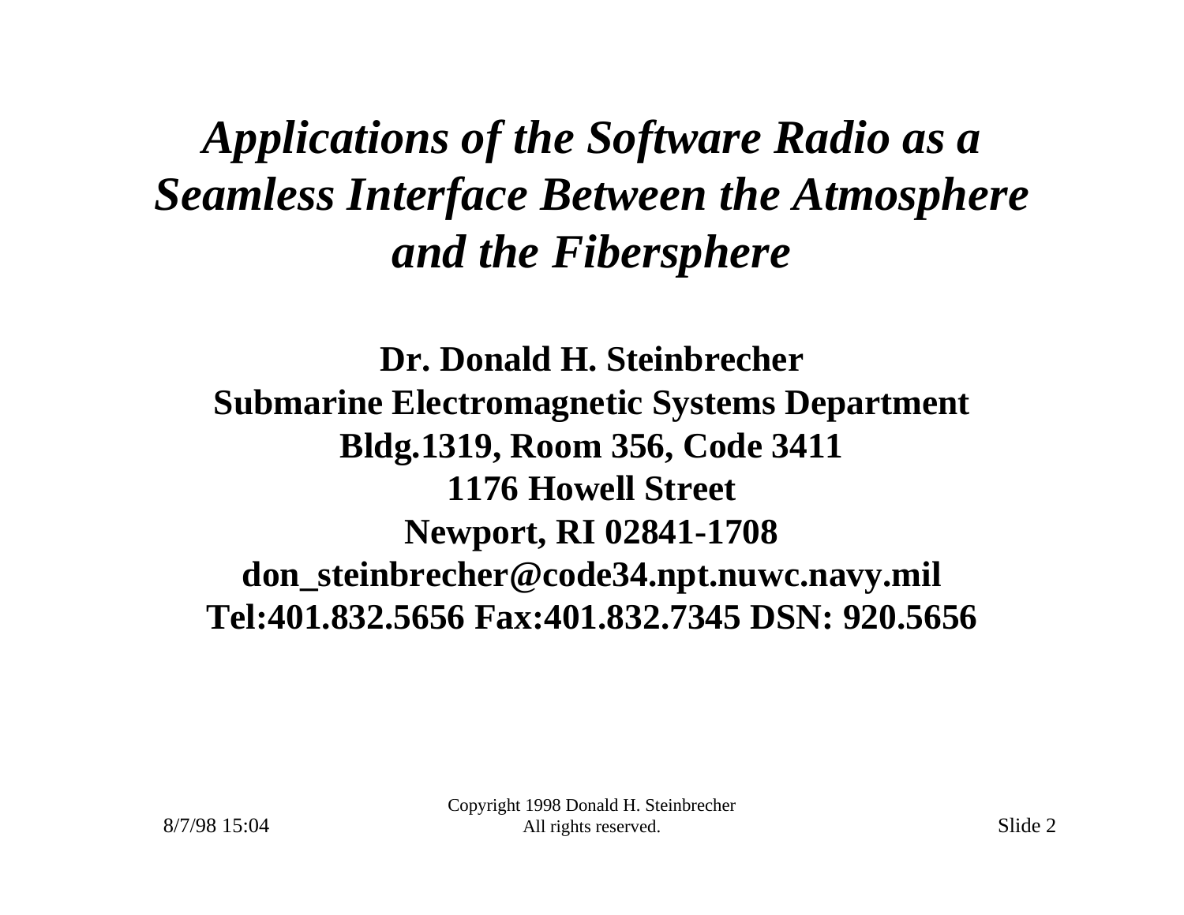# *Applications of the Software Radio as a Seamless Interface Between the Atmosphere and the Fibersphere*

**Dr. Donald H. Steinbrecher**
**Submarine Electromagnetic Systems Department**
**Bldg.1319, Room 356, Code 3411**
**1176 Howell Street**
**Newport, RI 02841-1708**
**don_steinbrecher@code34.npt.nuwc.navy.mil**
**Tel:401.832.5656 Fax:401.832.7345 DSN: 920.5656**

Copyright 1998 Donald H. Steinbrecher
All rights reserved.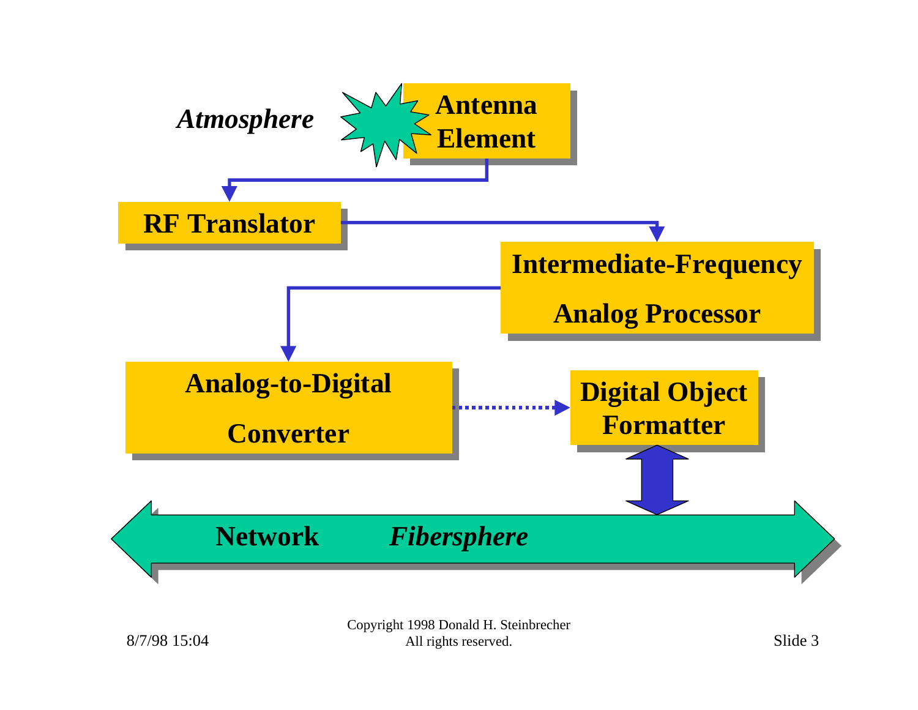*Atmosphere*

**Antenna Element**

**RF Translator**

**Intermediate-Frequency Analog Processor**

**Analog-to-Digital Converter**

**Digital Object Formatter**

**Network** ***Fibersphere***

Copyright 1998 Donald H. Steinbrecher
All rights reserved.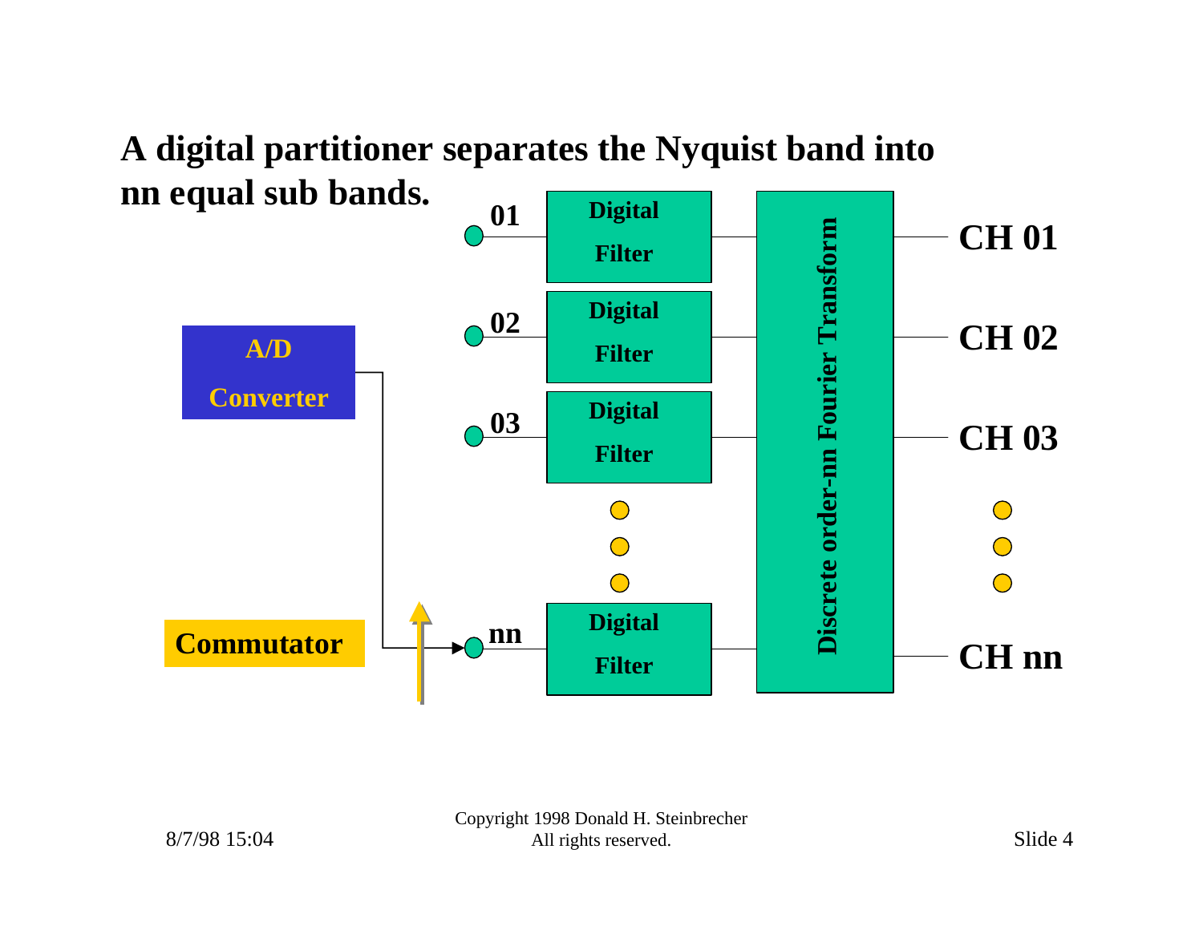# A digital partitioner separates the Nyquist band into nn equal sub bands.

A/D Converter

Commutator

01, 02, 03, nn

Digital Filter

Digital Filter

Digital Filter

Digital Filter

Discrete order-nn Fourier Transform

CH 01

CH 02

CH 03

CH nn

Copyright 1998 Donald H. Steinbrecher
All rights reserved.

8/7/98 15:04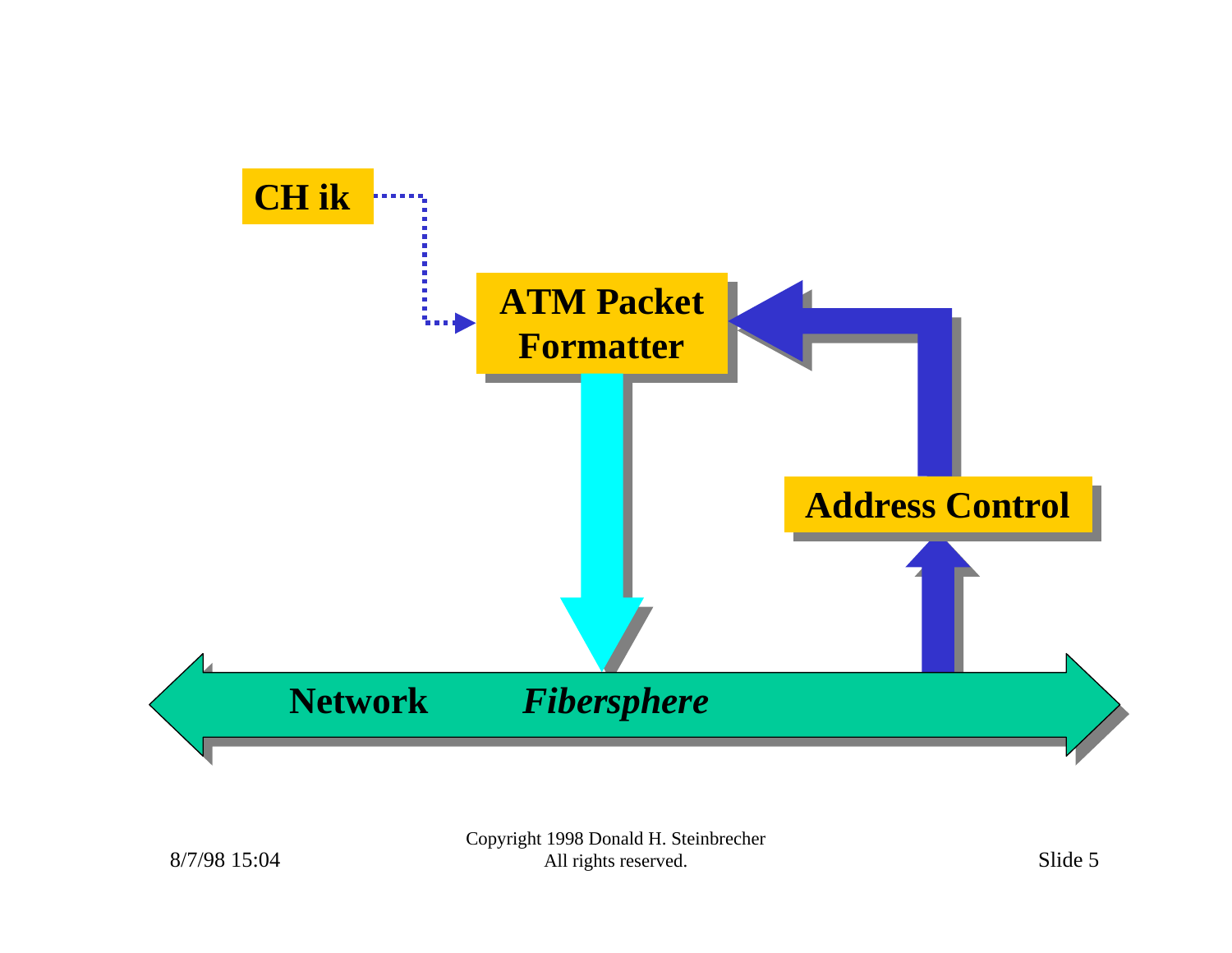CH ik

**ATM Packet Formatter**

**Address Control**

**Network** ***Fibersphere***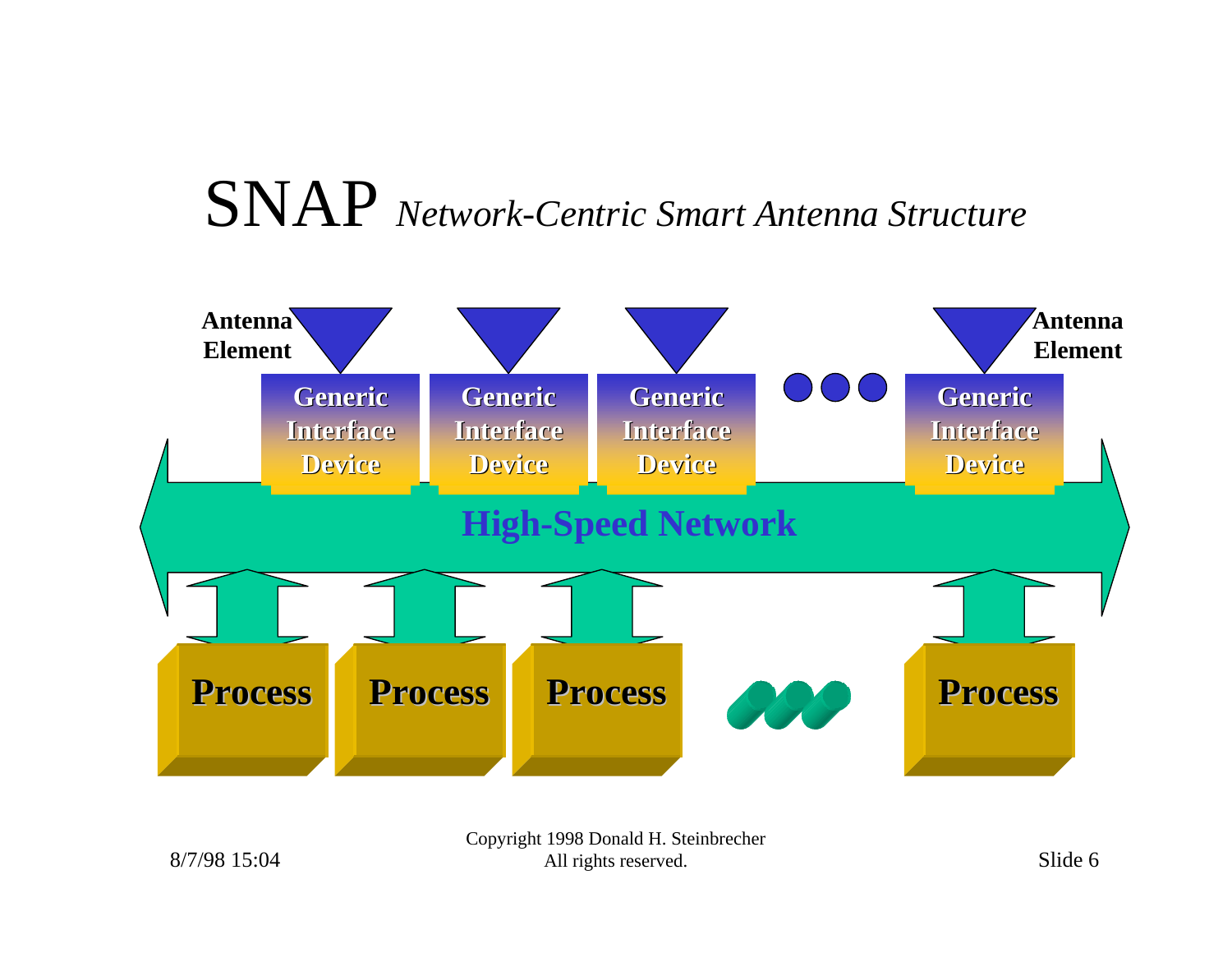# SNAP *Network-Centric Smart Antenna Structure*

Antenna Element

Generic Interface Device

Generic Interface Device

Generic Interface Device

Generic Interface Device

Antenna Element

High-Speed Network

Process

Process

Process

Process

Copyright 1998 Donald H. Steinbrecher
All rights reserved.

8/7/98 15:04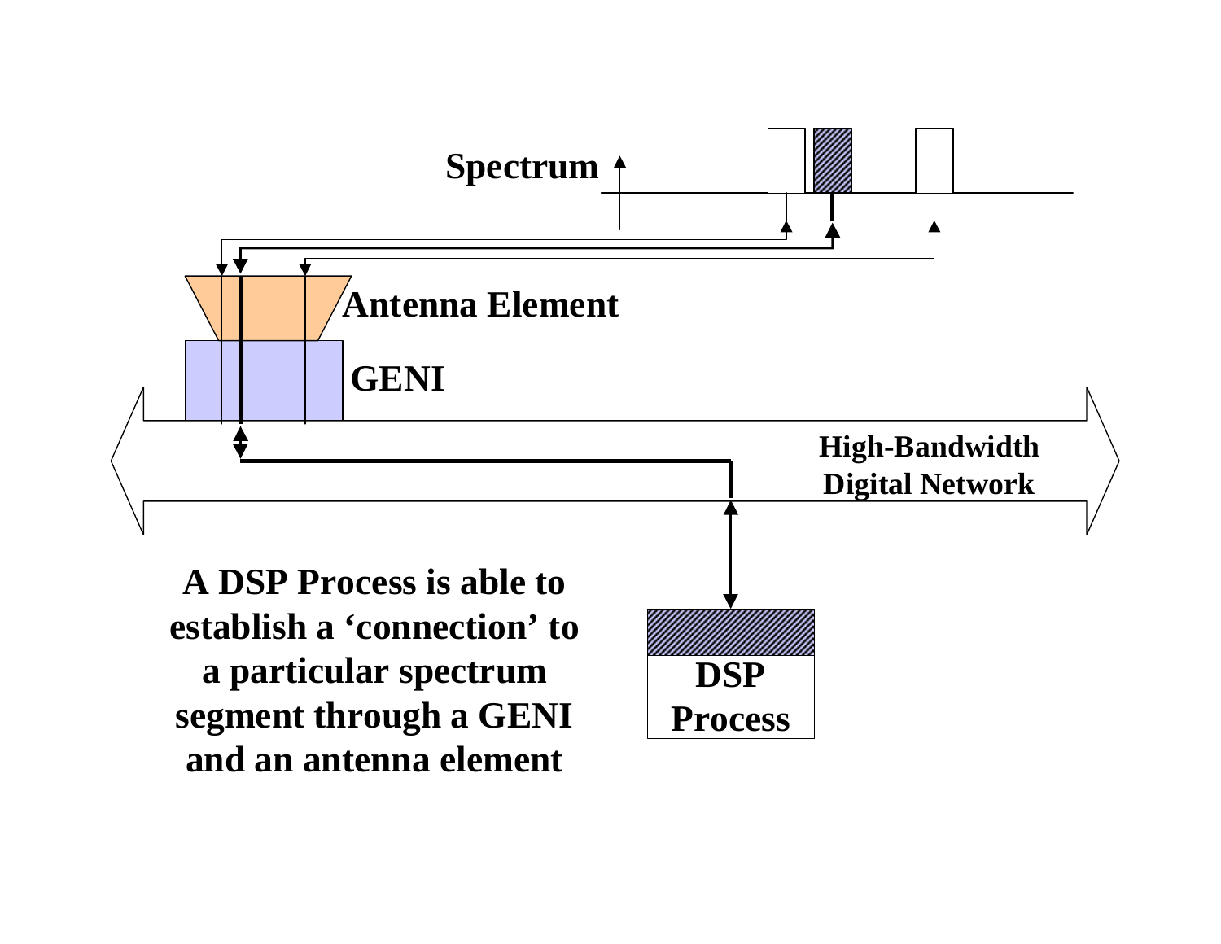Spectrum

Antenna Element

GENI

High-Bandwidth Digital Network

DSP Process

**A DSP Process is able to establish a 'connection' to a particular spectrum segment through a GENI and an antenna element**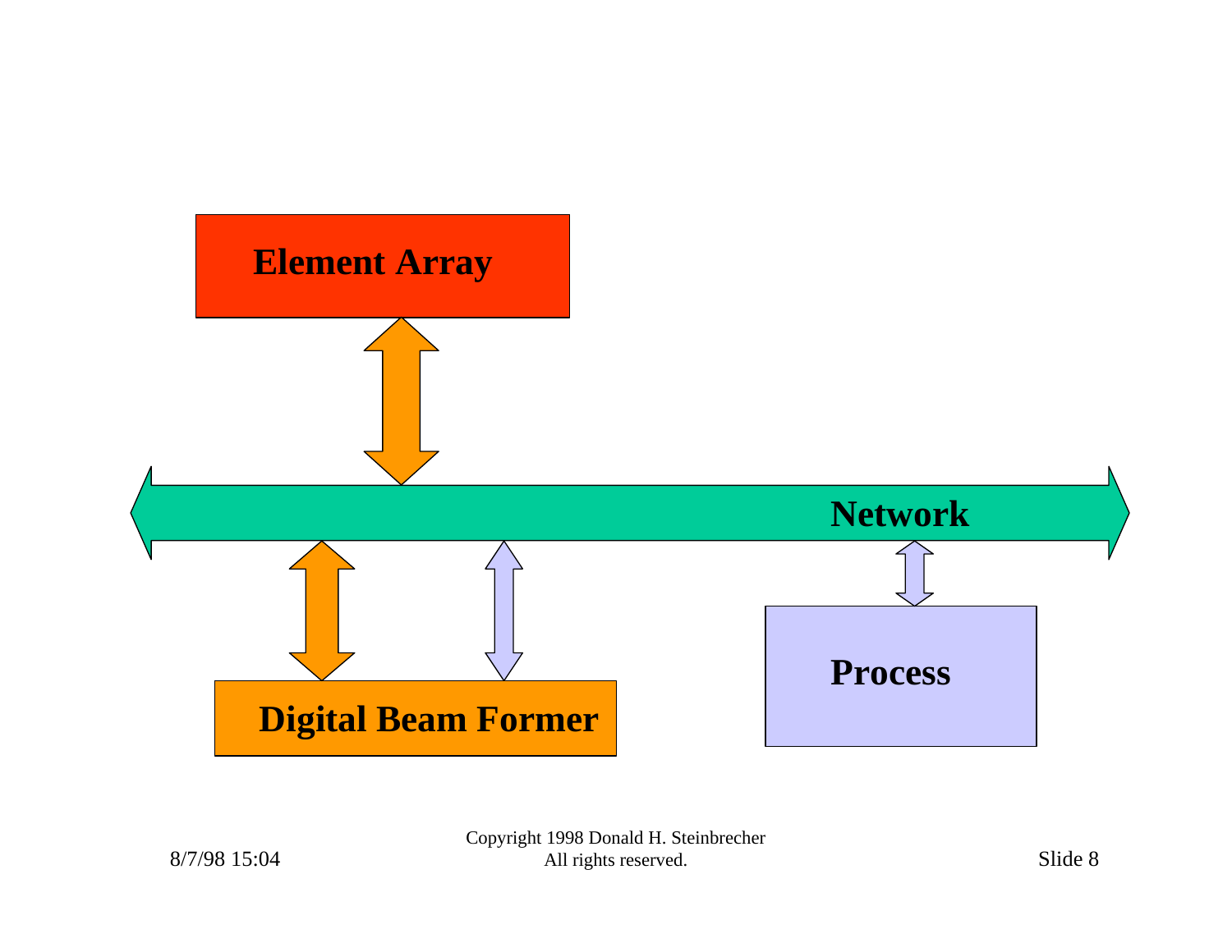Element Array

Network

Digital Beam Former

Process

Copyright 1998 Donald H. Steinbrecher
All rights reserved.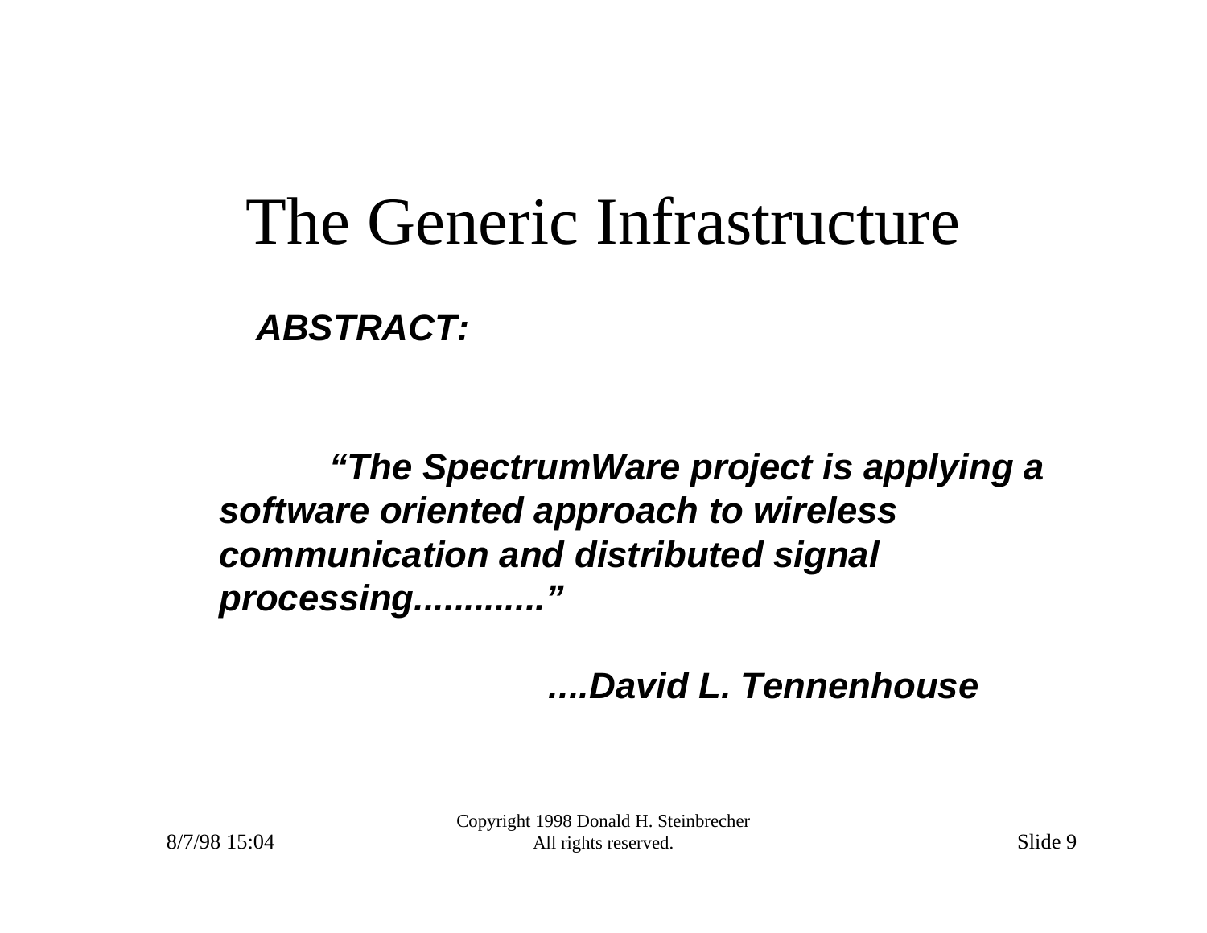# The Generic Infrastructure

***ABSTRACT:***

***"The SpectrumWare project is applying a software oriented approach to wireless communication and distributed signal processing............"***

***....David L. Tennenhouse***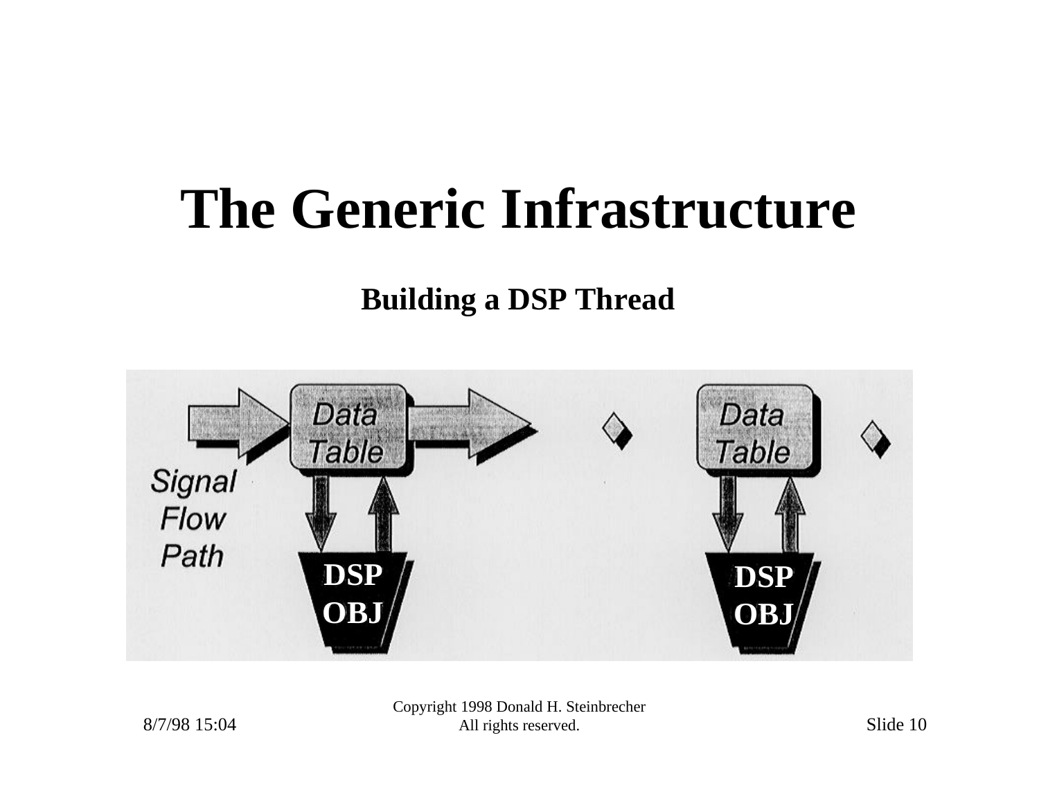# The Generic Infrastructure

**Building a DSP Thread**

Signal Flow Path

Data Table

DSP OBJ

Data Table

DSP OBJ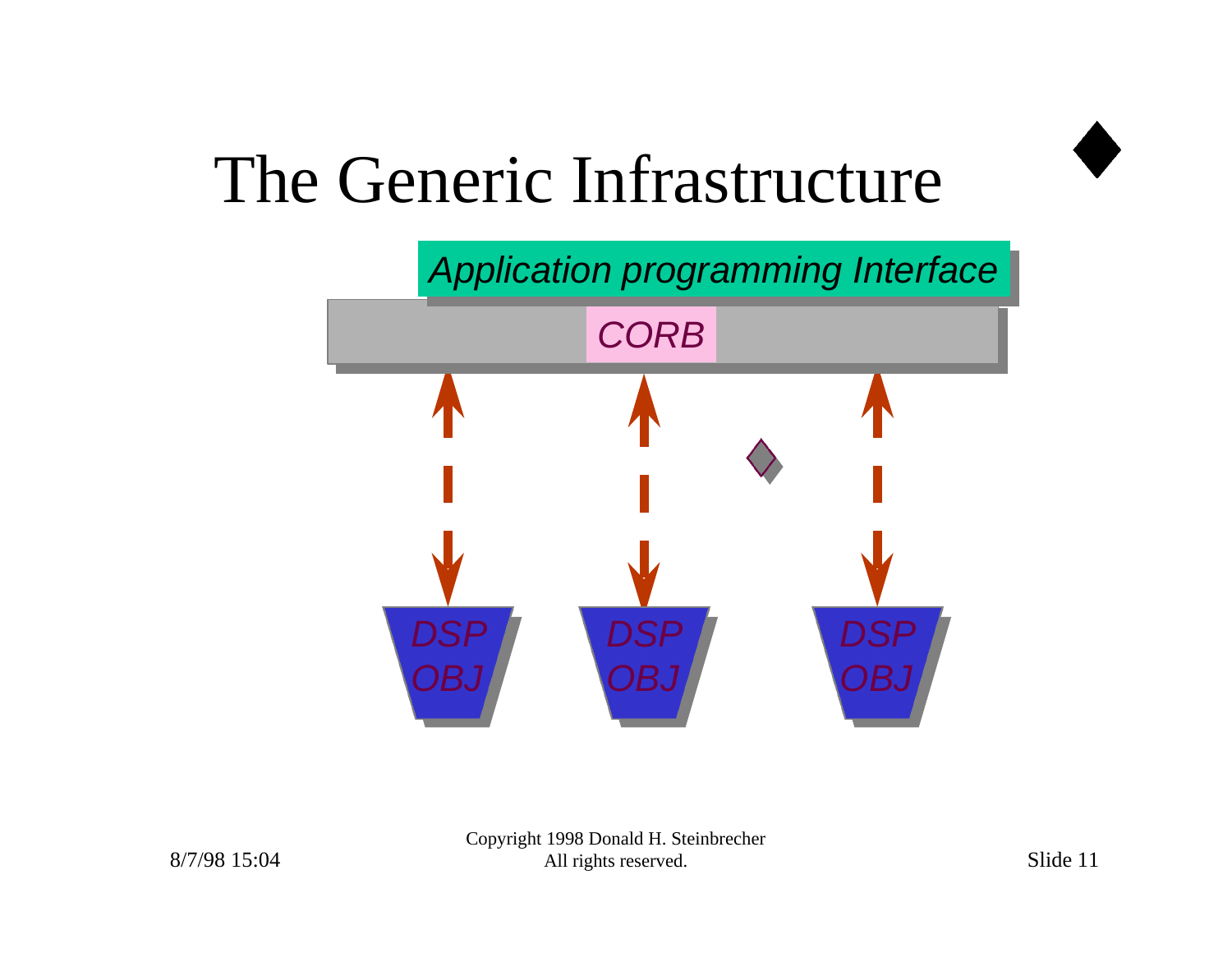# The Generic Infrastructure

Application programming Interface

CORB

DSP OBJ

DSP OBJ

DSP OBJ

Copyright 1998 Donald H. Steinbrecher
All rights reserved.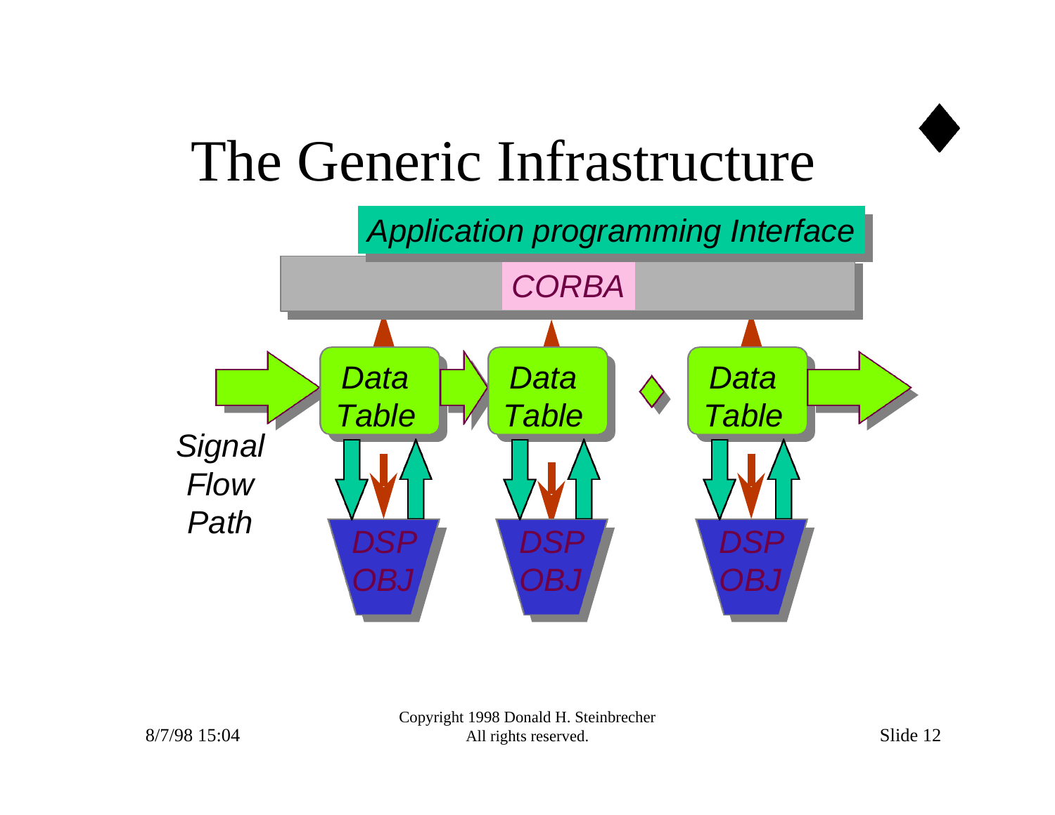# The Generic Infrastructure

Application programming Interface

CORBA

Data Table

Data Table

Data Table

Signal Flow Path

DSP OBJ

DSP OBJ

DSP OBJ

Copyright 1998 Donald H. Steinbrecher
All rights reserved.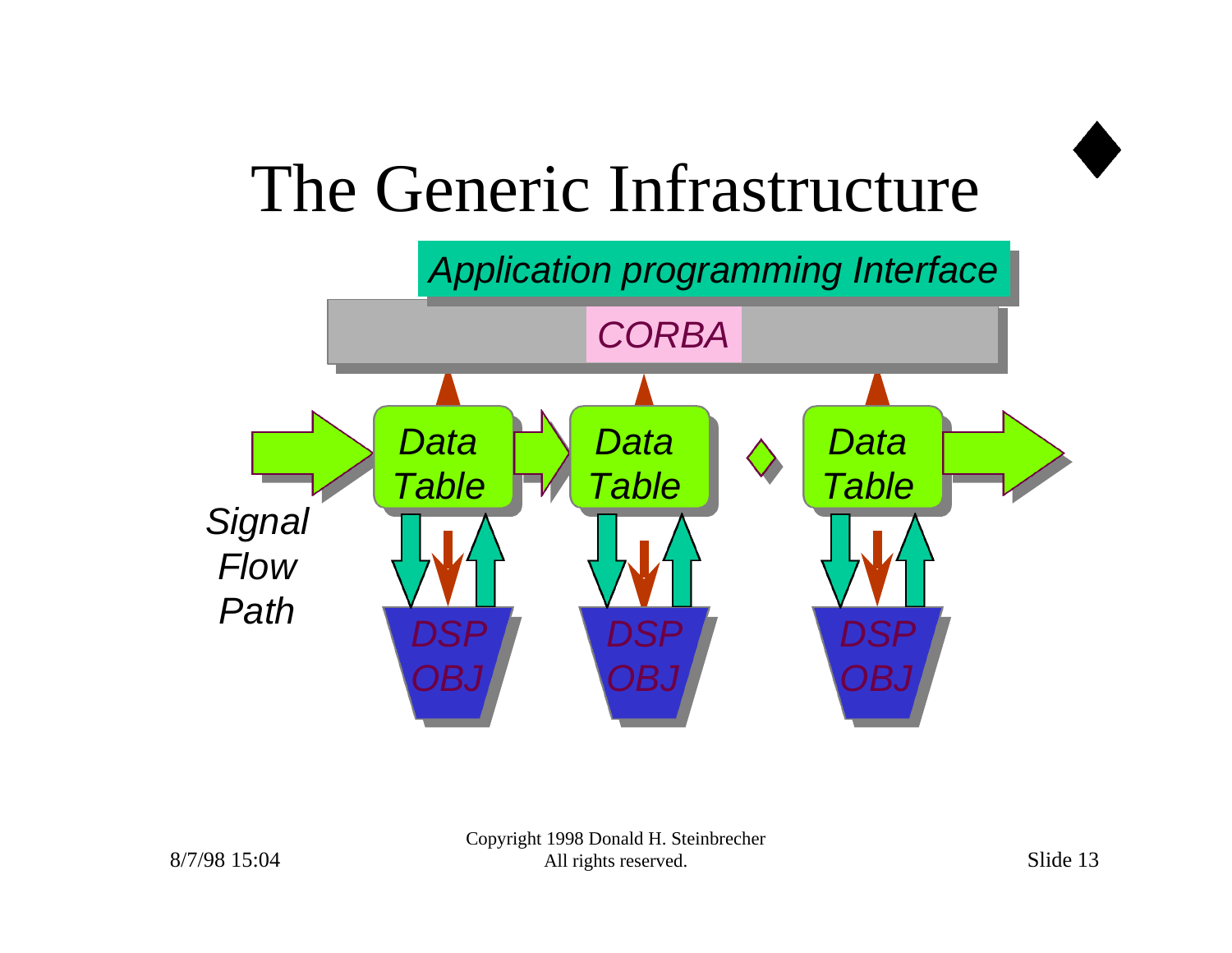# The Generic Infrastructure

Application programming Interface

CORBA

Data Table

Data Table

Data Table

Signal Flow Path

DSP OBJ

DSP OBJ

DSP OBJ

Copyright 1998 Donald H. Steinbrecher
All rights reserved.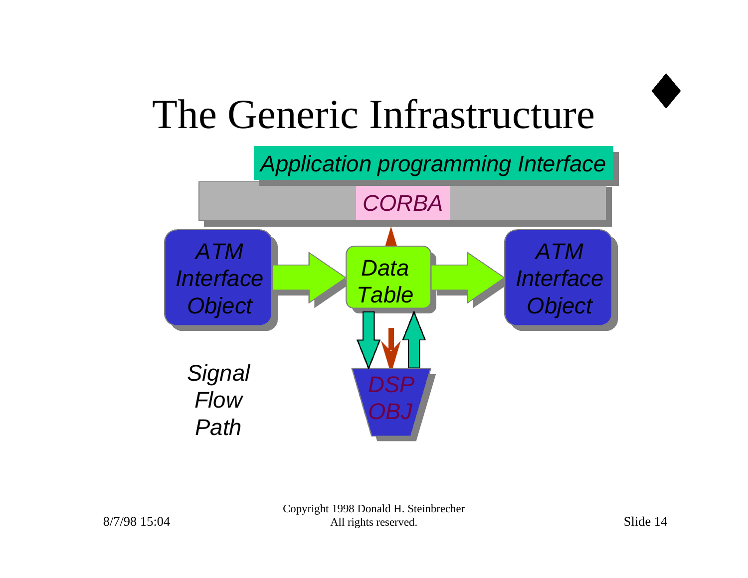# The Generic Infrastructure

*Application programming Interface*

*CORBA*

*ATM Interface Object*

*Data Table*

*ATM Interface Object*

*Signal Flow Path*

*DSP OBJ*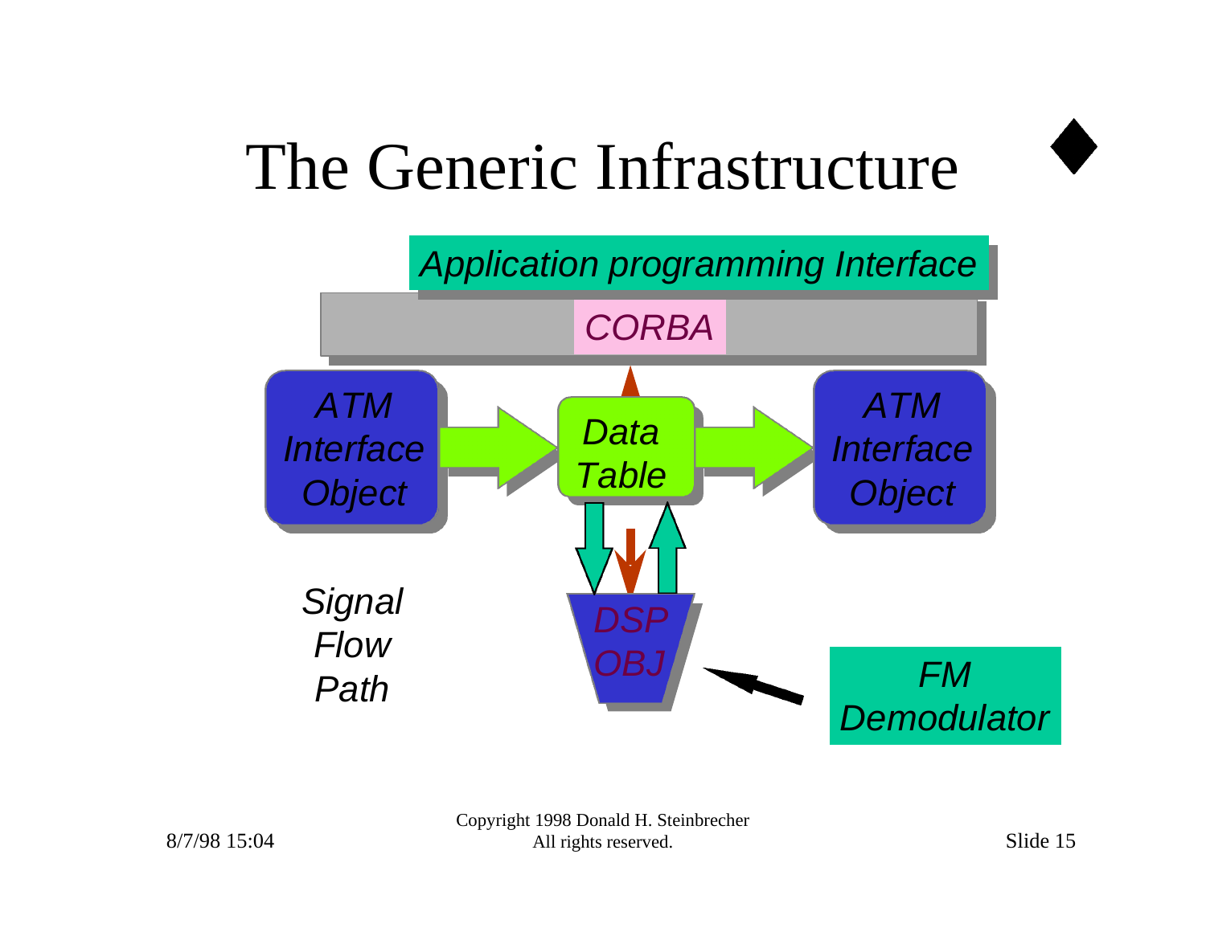# The Generic Infrastructure

Application programming Interface

CORBA

ATM Interface Object

Data Table

ATM Interface Object

Signal Flow Path

DSP OBJ

FM Demodulator

Copyright 1998 Donald H. Steinbrecher
All rights reserved.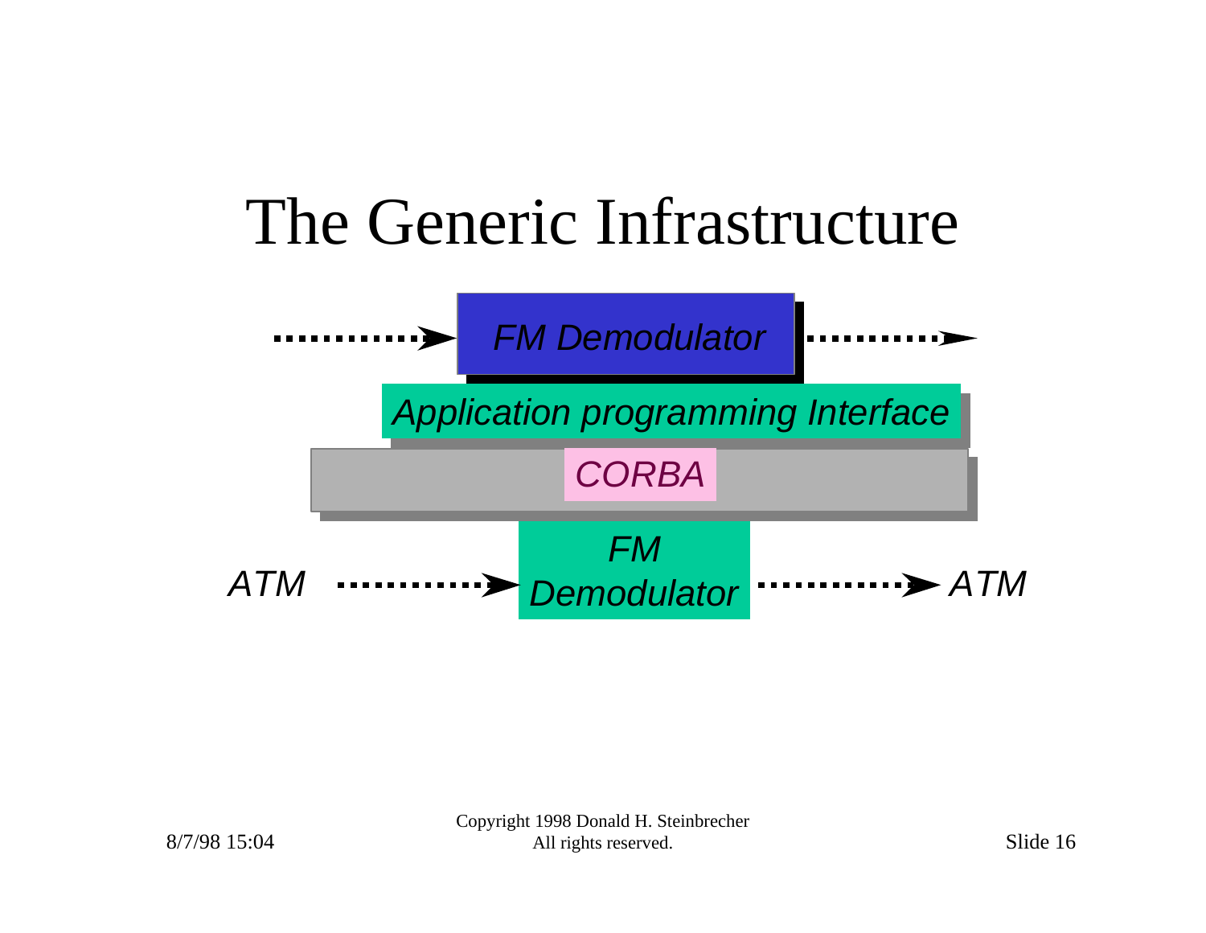# The Generic Infrastructure

FM Demodulator

Application programming Interface

CORBA

ATM → FM Demodulator → ATM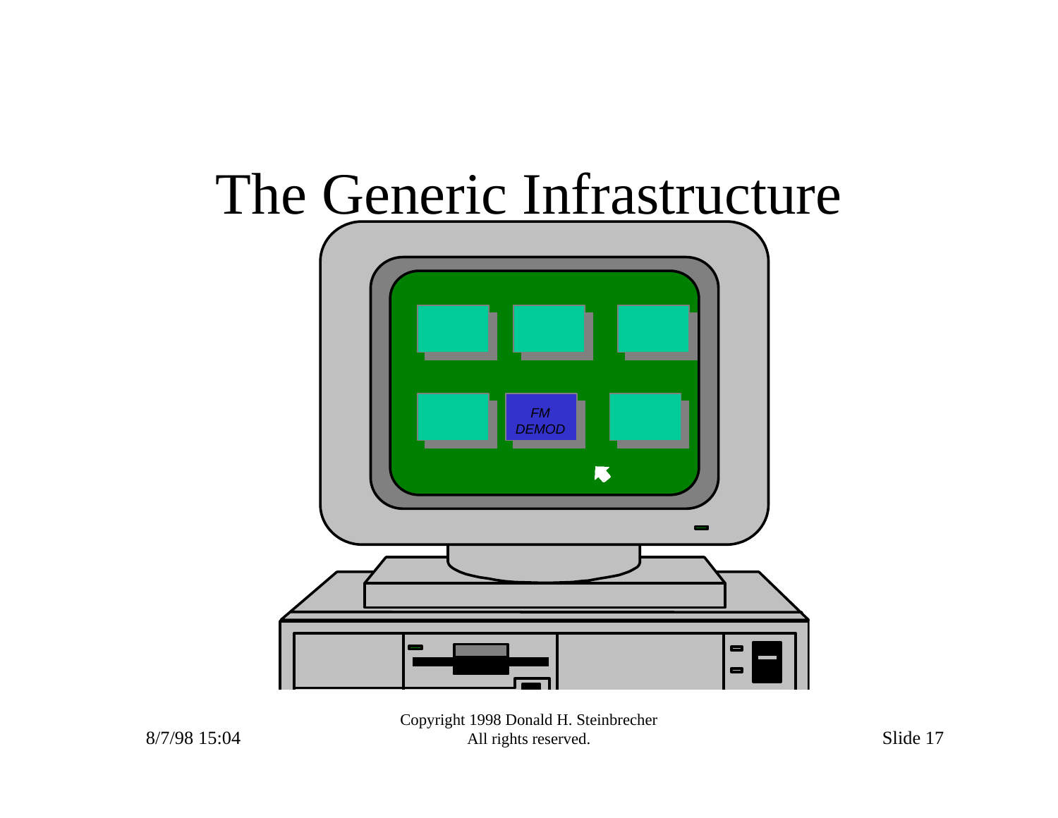# The Generic Infrastructure

FM DEMOD

Copyright 1998 Donald H. Steinbrecher
All rights reserved.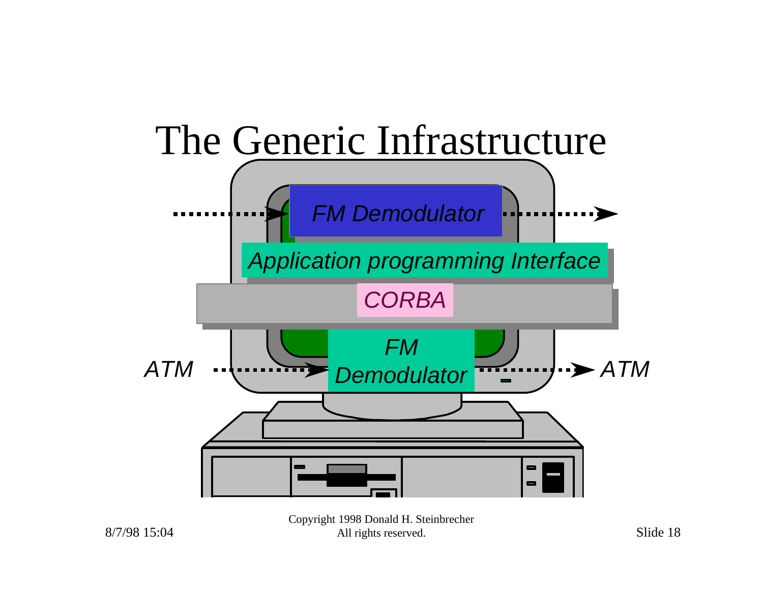# The Generic Infrastructure

FM Demodulator

Application programming Interface

CORBA

ATM → FM Demodulator → ATM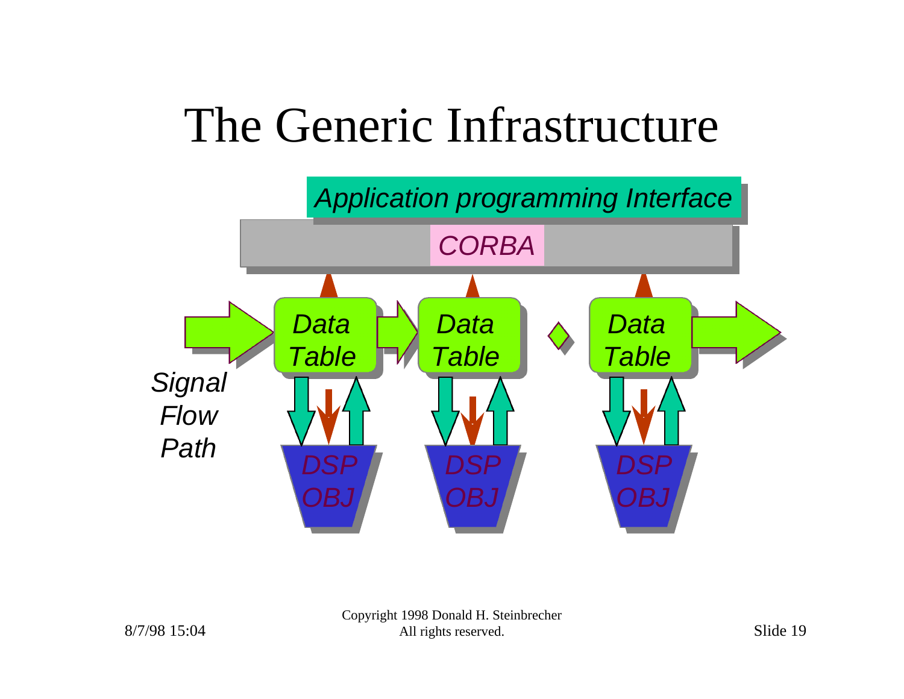# The Generic Infrastructure

*Application programming Interface*

*CORBA*

*Data Table*

*Data Table*

*Data Table*

*Signal Flow Path*

*DSP OBJ*

*DSP OBJ*

*DSP OBJ*

Copyright 1998 Donald H. Steinbrecher
All rights reserved.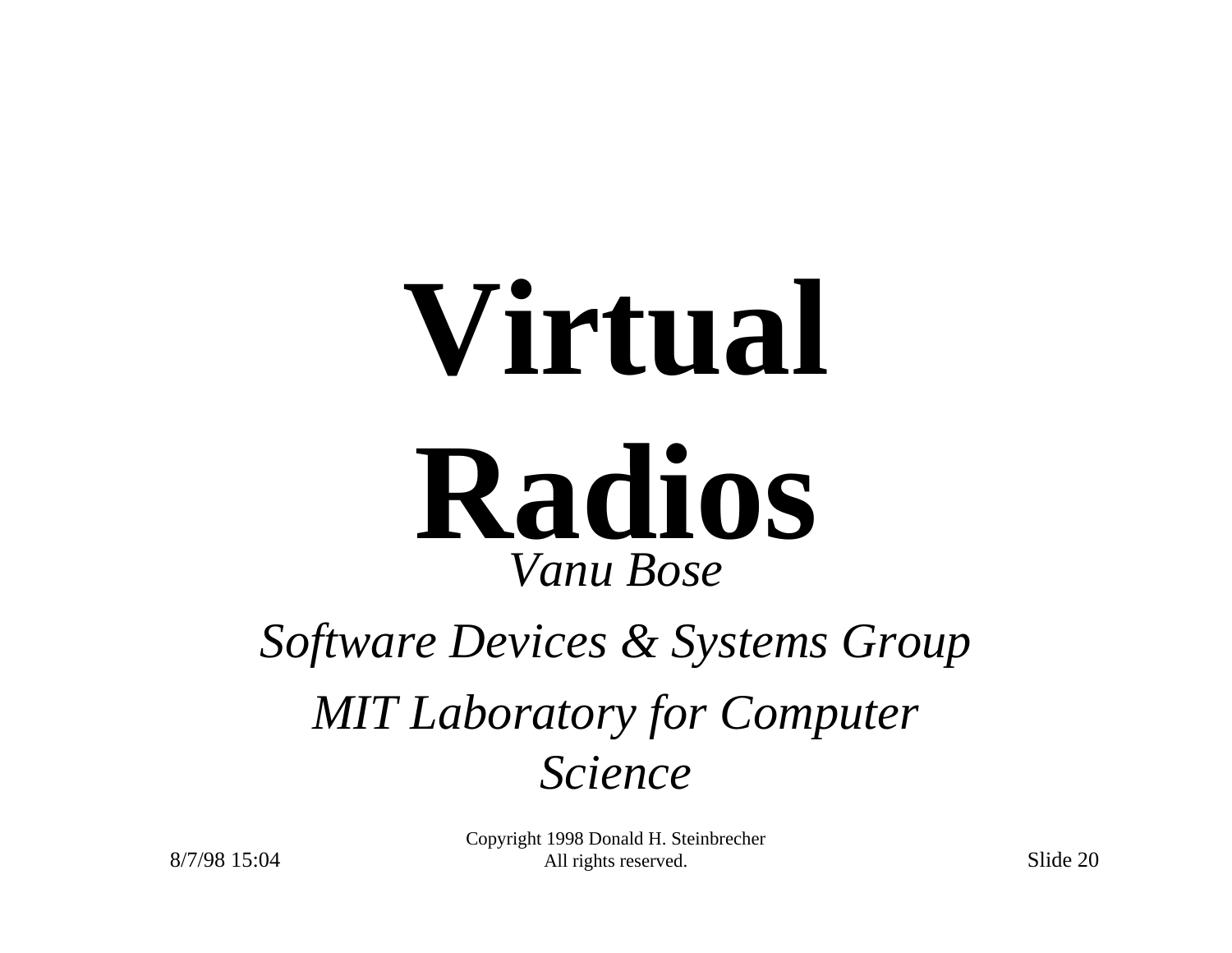# Virtual Radios

*Vanu Bose*

*Software Devices & Systems Group*

*MIT Laboratory for Computer Science*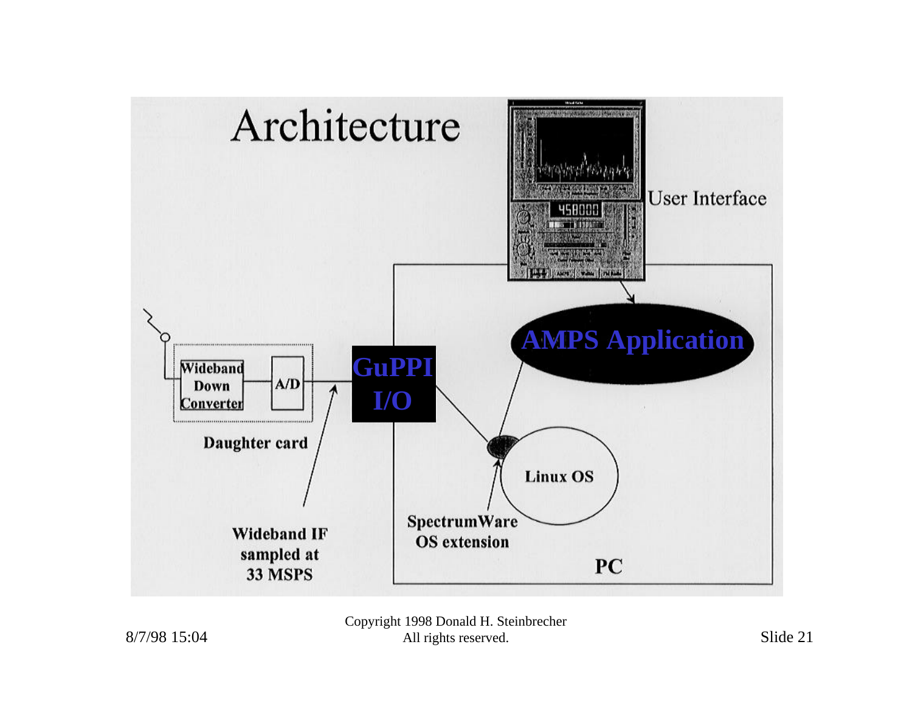# Architecture

User Interface

AMPS Application

GuPPI I/O

Wideband Down Converter

A/D

Daughter card

Linux OS

SpectrumWare OS extension

PC

Wideband IF sampled at 33 MSPS

Copyright 1998 Donald H. Steinbrecher
All rights reserved.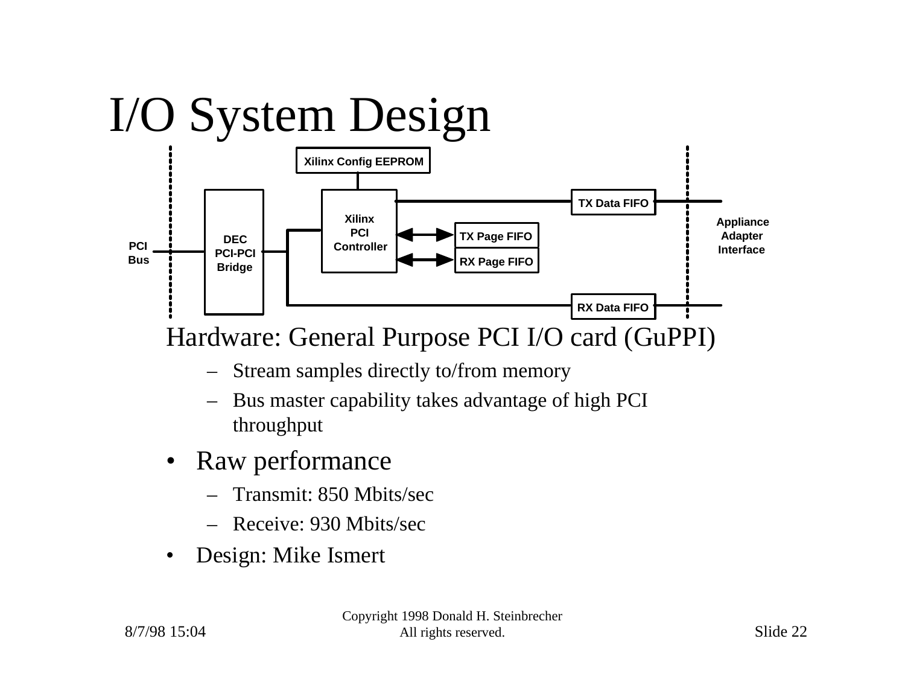# I/O System Design

Hardware: General Purpose PCI I/O card (GuPPI)

- Stream samples directly to/from memory
- Bus master capability takes advantage of high PCI throughput

- Raw performance
  - Transmit: 850 Mbits/sec
  - Receive: 930 Mbits/sec
- Design: Mike Ismert

Copyright 1998 Donald H. Steinbrecher
All rights reserved.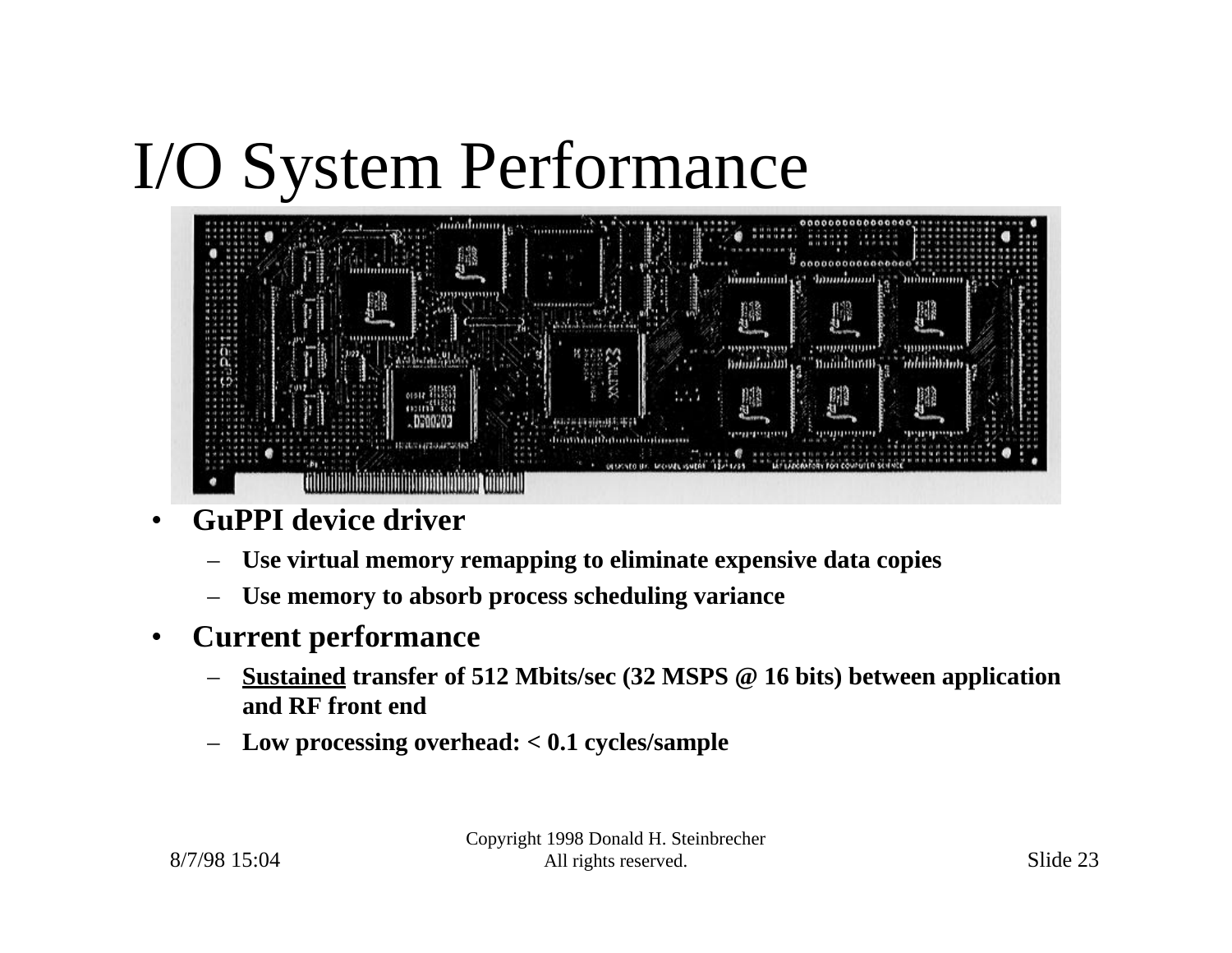# I/O System Performance

- **GuPPI device driver**
  - **Use virtual memory remapping to eliminate expensive data copies**
  - **Use memory to absorb process scheduling variance**
- **Current performance**
  - **<u>Sustained</u> transfer of 512 Mbits/sec (32 MSPS @ 16 bits) between application and RF front end**
  - **Low processing overhead: < 0.1 cycles/sample**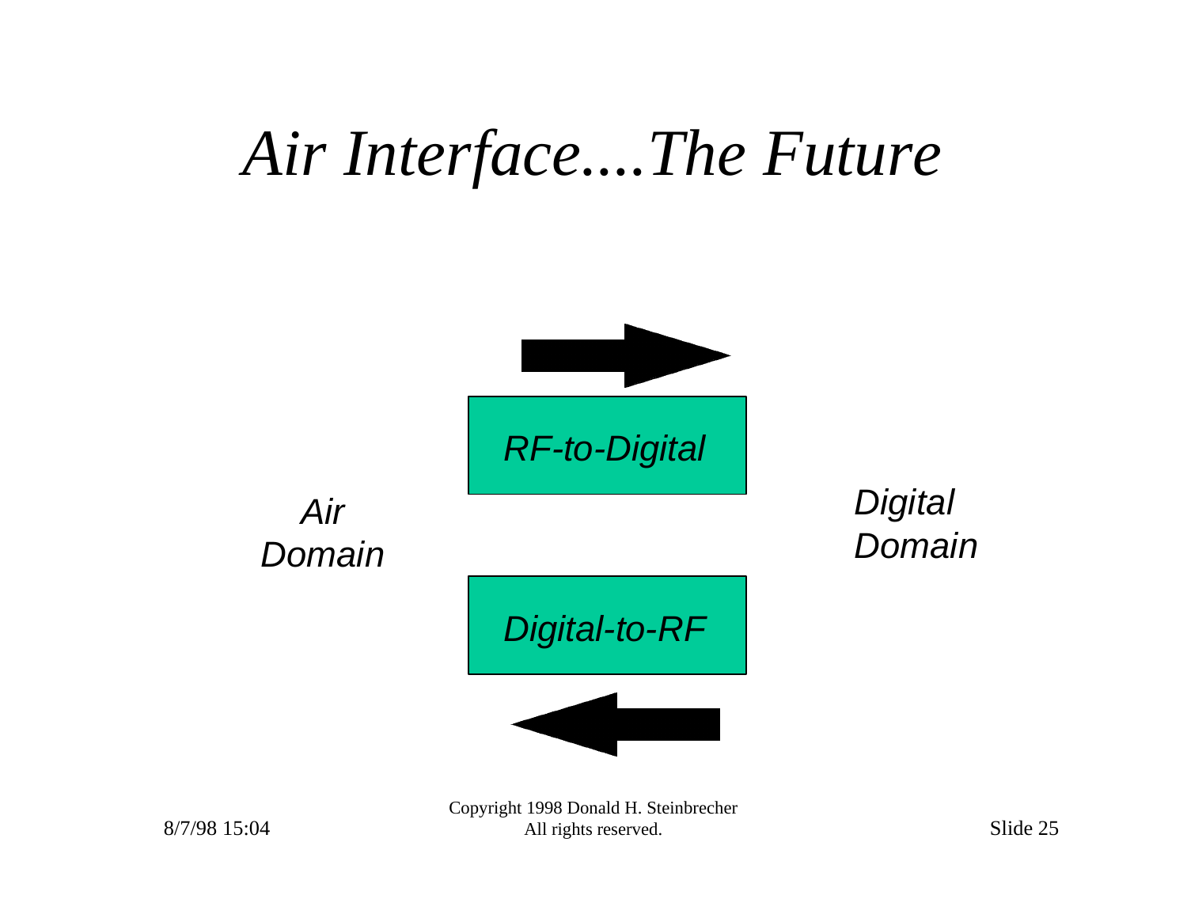# Air Interface....The Future

*Air Domain*

*RF-to-Digital*

*Digital-to-RF*

*Digital Domain*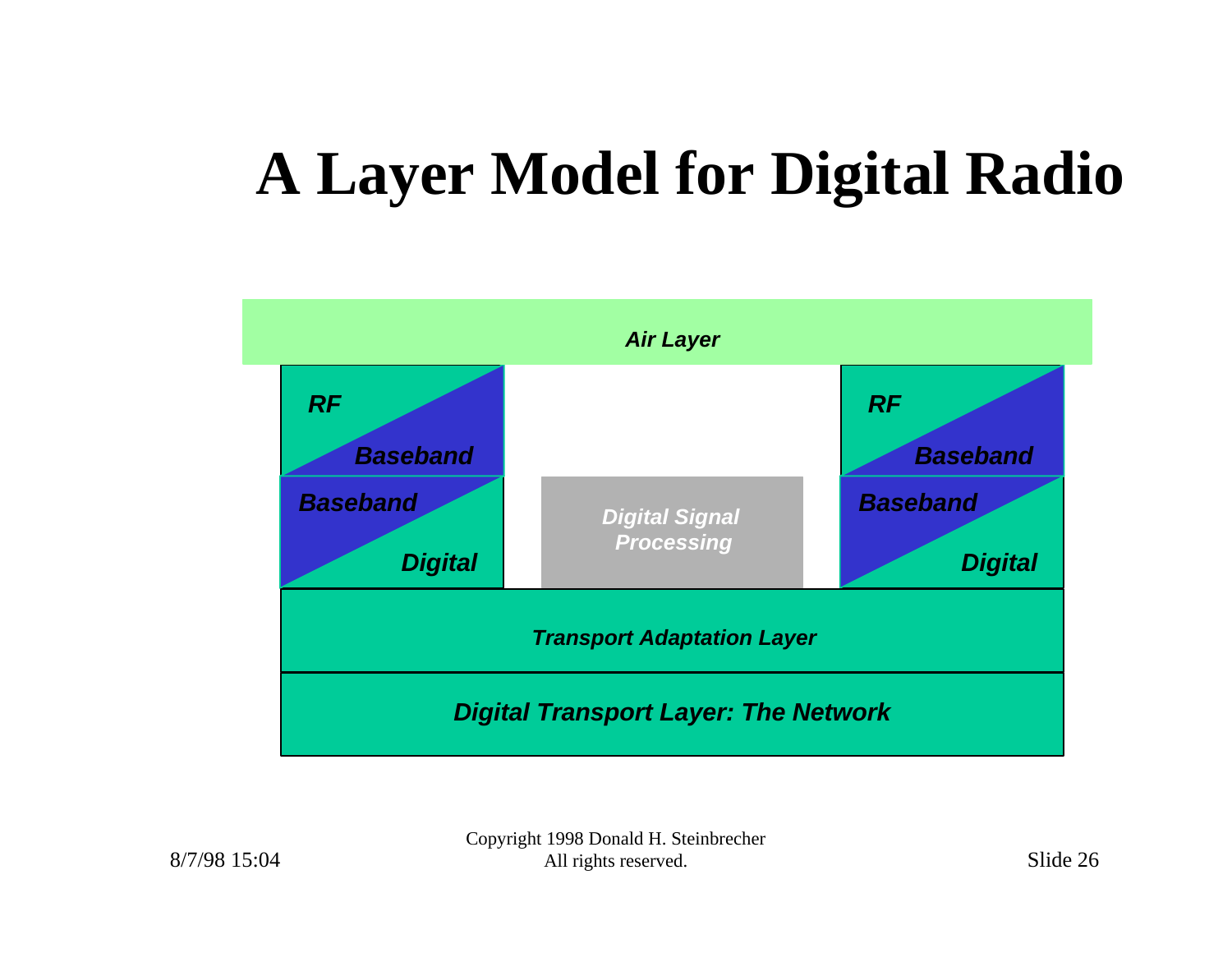# A Layer Model for Digital Radio

*Air Layer*

*RF* / *Baseband*

*Baseband* / *Digital*

*Digital Signal Processing*

*RF* / *Baseband*

*Baseband* / *Digital*

*Transport Adaptation Layer*

*Digital Transport Layer: The Network*

Copyright 1998 Donald H. Steinbrecher
All rights reserved.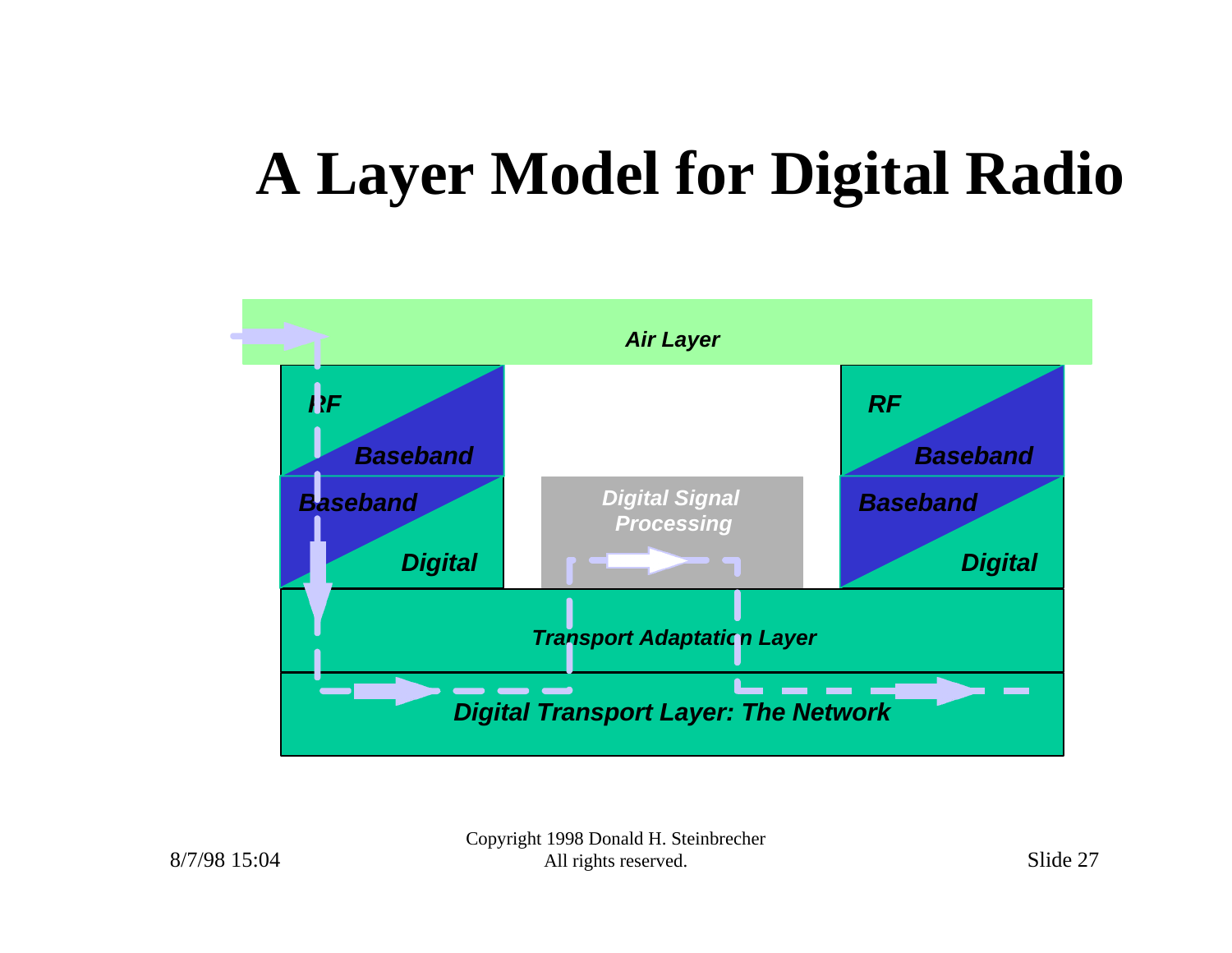# A Layer Model for Digital Radio

*Air Layer*

| RF / Baseband | | RF / Baseband |
|---|---|---|
| Baseband / Digital | Digital Signal Processing | Baseband / Digital |

*Transport Adaptation Layer*

*Digital Transport Layer: The Network*

Copyright 1998 Donald H. Steinbrecher
All rights reserved.

8/7/98 15:04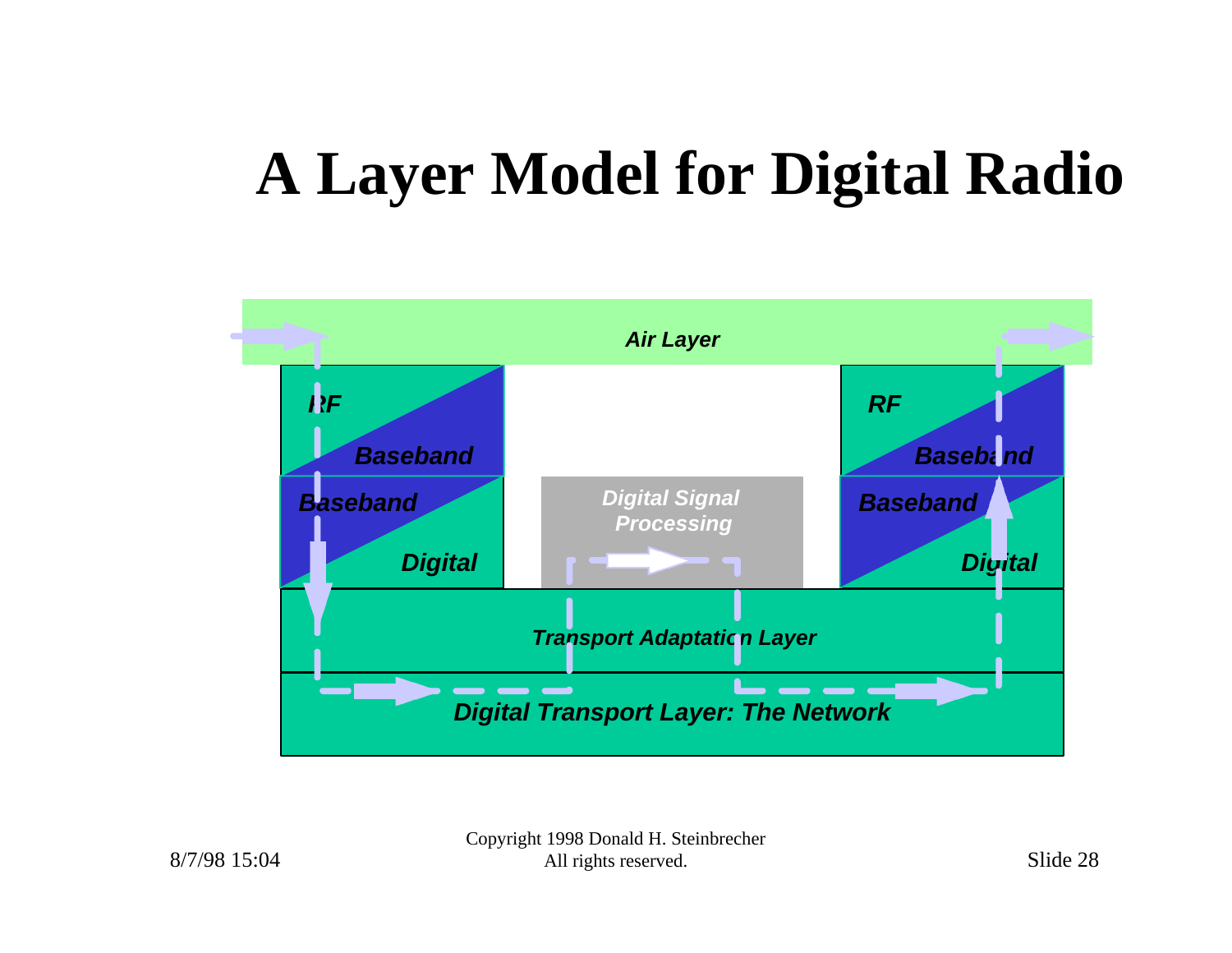# A Layer Model for Digital Radio

*Air Layer*

*RF*

*Baseband*

*Baseband*

*Digital*

*Digital Signal Processing*

*RF*

*Baseband*

*Baseband*

*Digital*

*Transport Adaptation Layer*

*Digital Transport Layer: The Network*

Copyright 1998 Donald H. Steinbrecher
All rights reserved.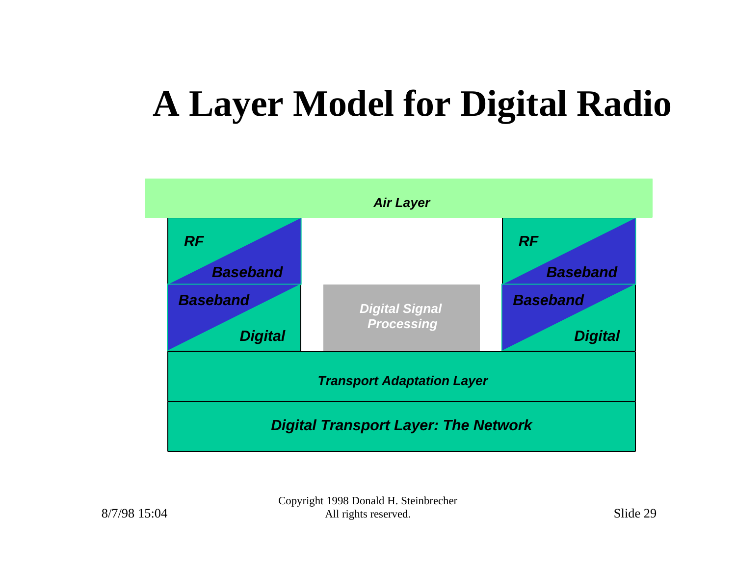# A Layer Model for Digital Radio

*Air Layer*

| *RF / Baseband* | | *RF / Baseband* |
|---|---|---|
| *Baseband / Digital* | *Digital Signal Processing* | *Baseband / Digital* |

*Transport Adaptation Layer*

*Digital Transport Layer: The Network*

Copyright 1998 Donald H. Steinbrecher
All rights reserved.

8/7/98 15:04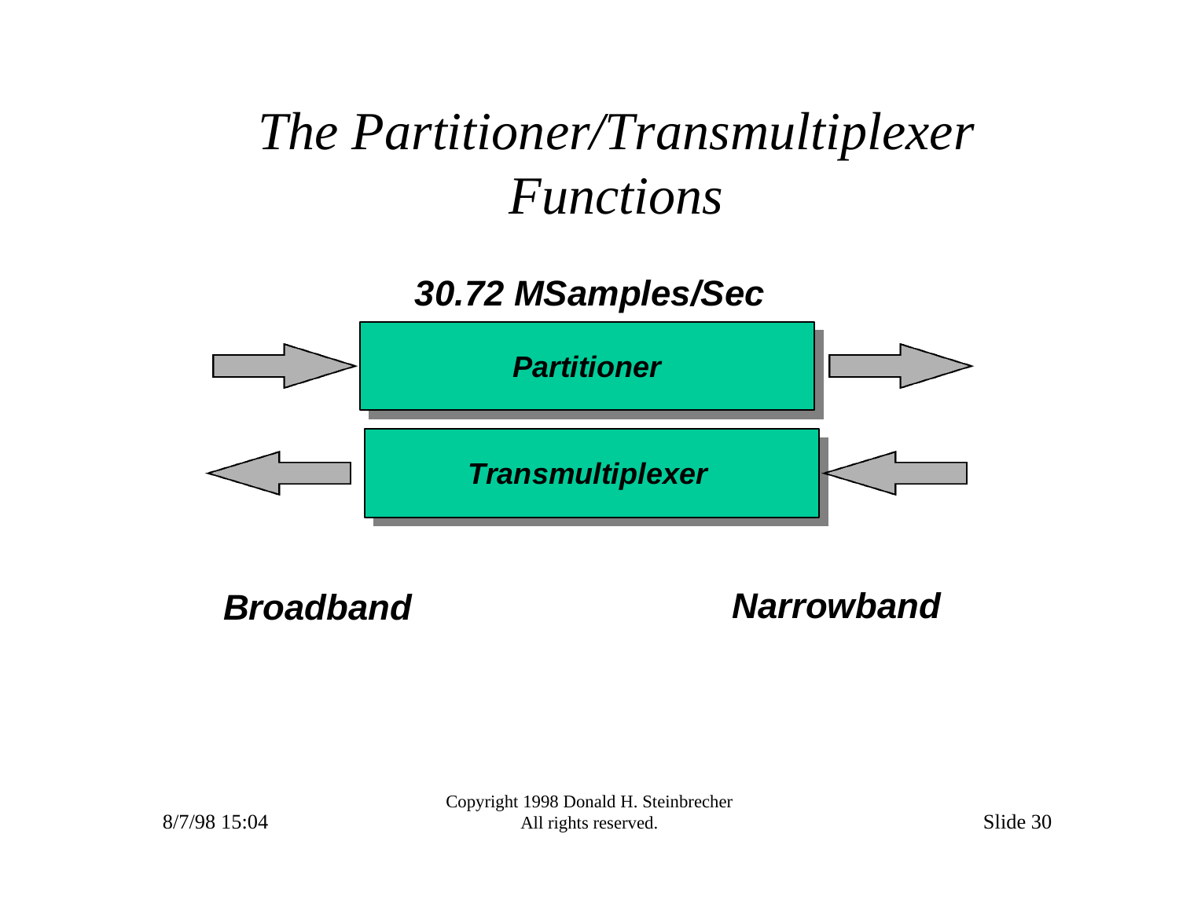# The Partitioner/Transmultiplexer Functions

**30.72 MSamples/Sec**

***Partitioner***

***Transmultiplexer***

***Broadband*** ***Narrowband***

Copyright 1998 Donald H. Steinbrecher
All rights reserved.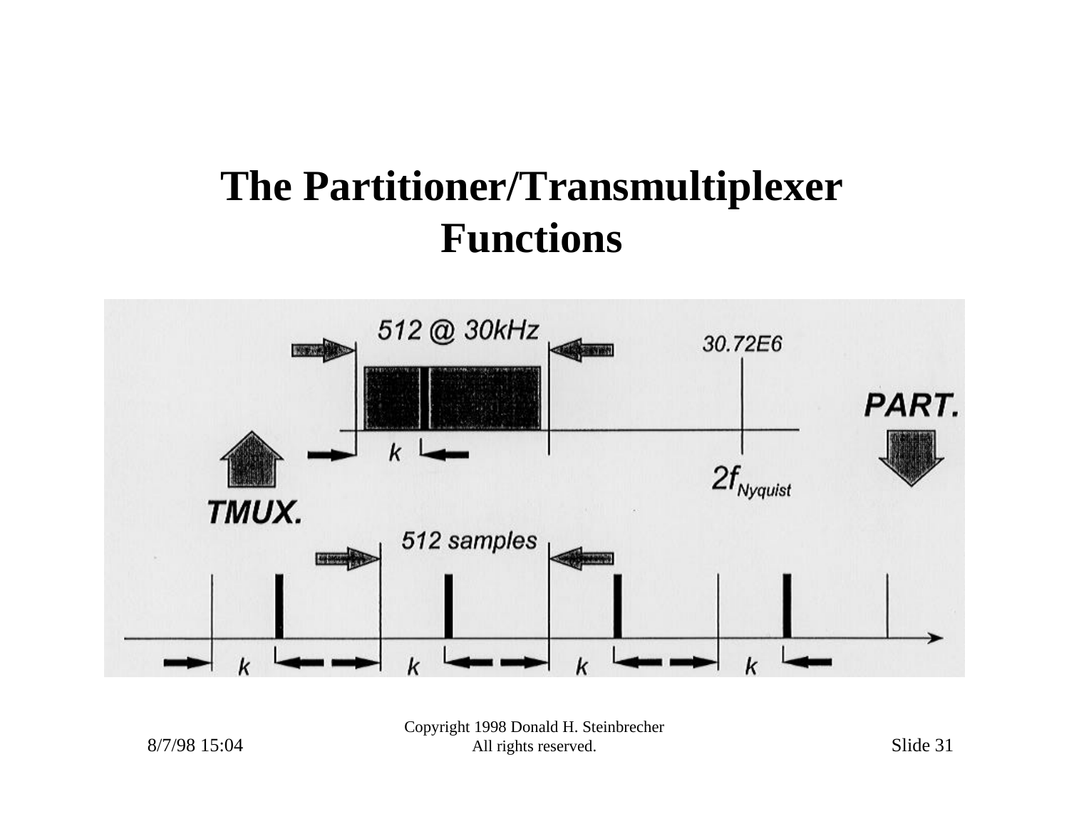# The Partitioner/Transmultiplexer Functions

512 @ 30kHz

30.72E6

PART.

$k$

TMUX.

$2f_{Nyquist}$

512 samples

$k$ $k$ $k$ $k$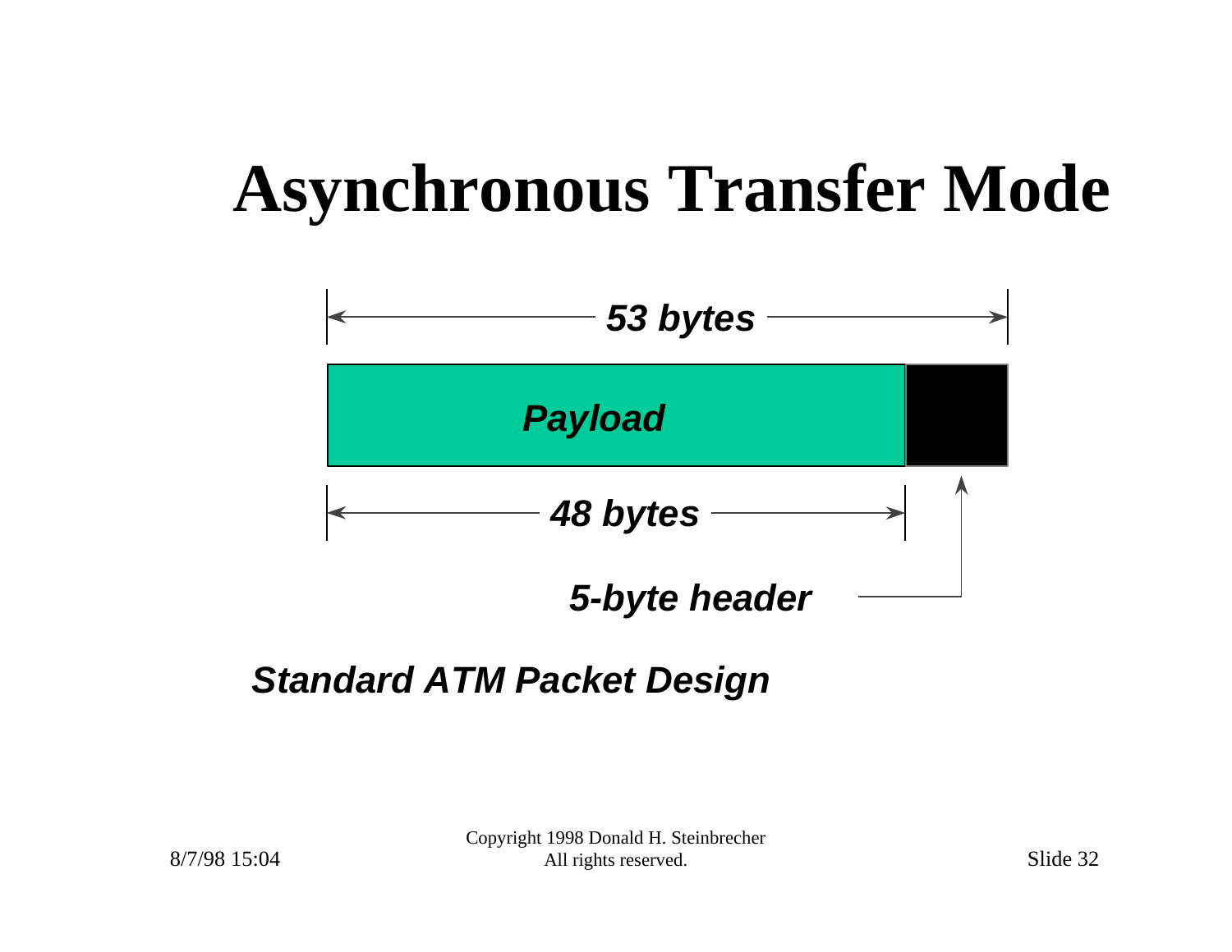# Asynchronous Transfer Mode

***53 bytes***

***Payload***

***48 bytes***

***5-byte header***

***Standard ATM Packet Design***

Copyright 1998 Donald H. Steinbrecher
All rights reserved.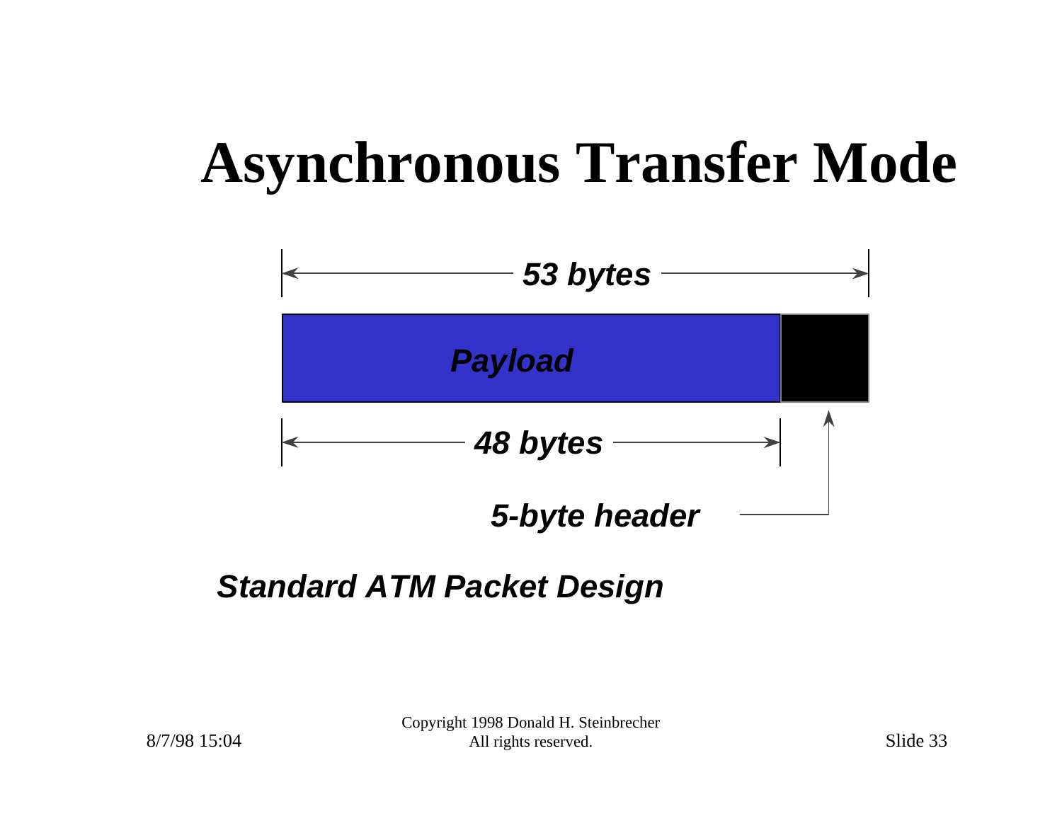# Asynchronous Transfer Mode

***53 bytes***

***Payload***

***48 bytes***

***5-byte header***

***Standard ATM Packet Design***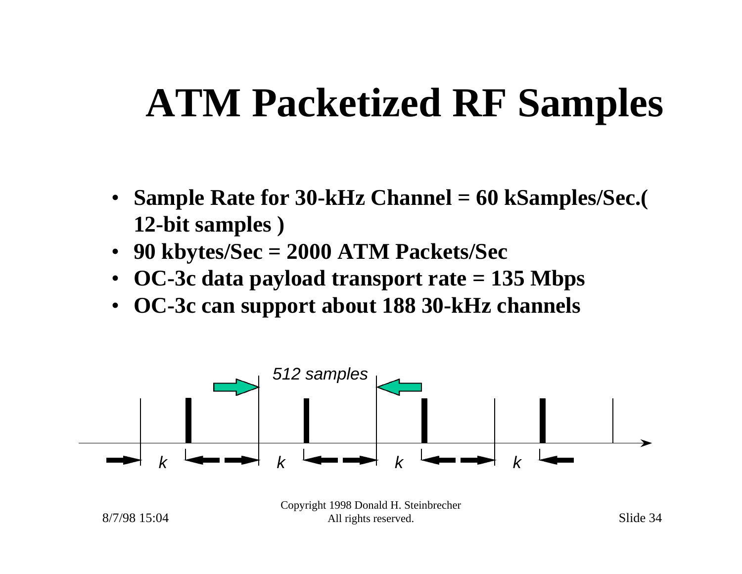# ATM Packetized RF Samples

- **Sample Rate for 30-kHz Channel = 60 kSamples/Sec.( 12-bit samples )**
- **90 kbytes/Sec = 2000 ATM Packets/Sec**
- **OC-3c data payload transport rate = 135 Mbps**
- **OC-3c can support about 188 30-kHz channels**

*512 samples*

*k* *k* *k* *k*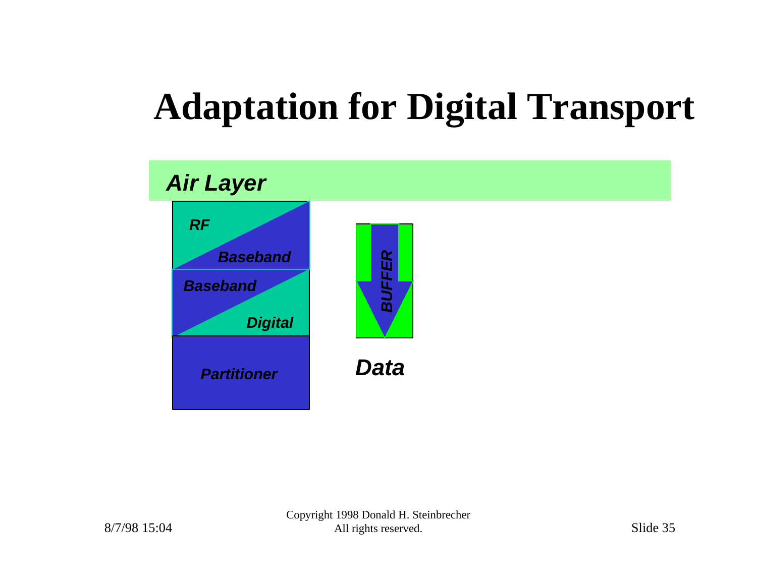# Adaptation for Digital Transport

*Air Layer*

*RF*

*Baseband*

*Baseband*

*Digital*

*Partitioner*

*BUFFER*

*Data*

Copyright 1998 Donald H. Steinbrecher
All rights reserved.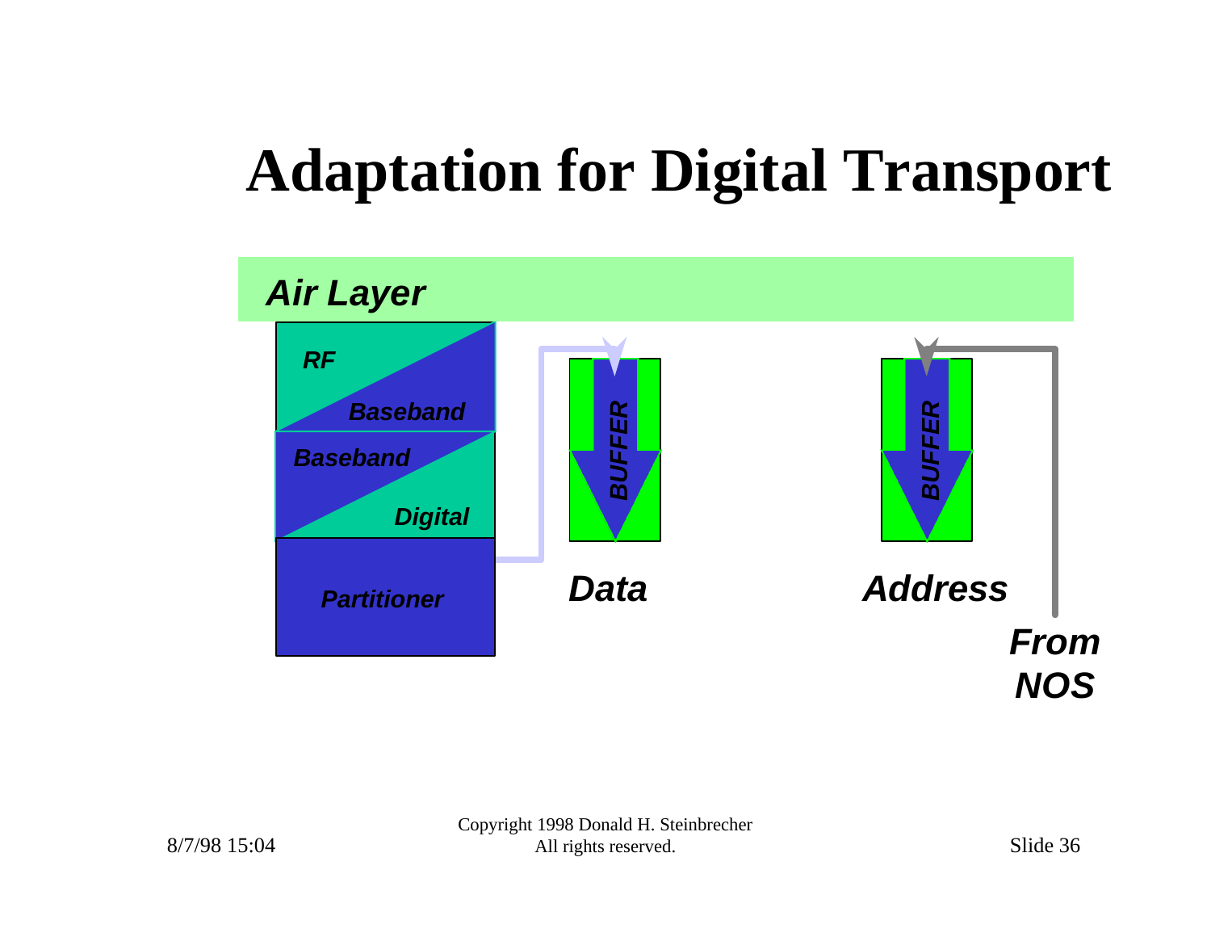# Adaptation for Digital Transport

*Air Layer*

*RF*

*Baseband*

*Baseband*

*Digital*

*Partitioner*

*BUFFER*

*Data*

*BUFFER*

*Address*

*From NOS*

Copyright 1998 Donald H. Steinbrecher
All rights reserved.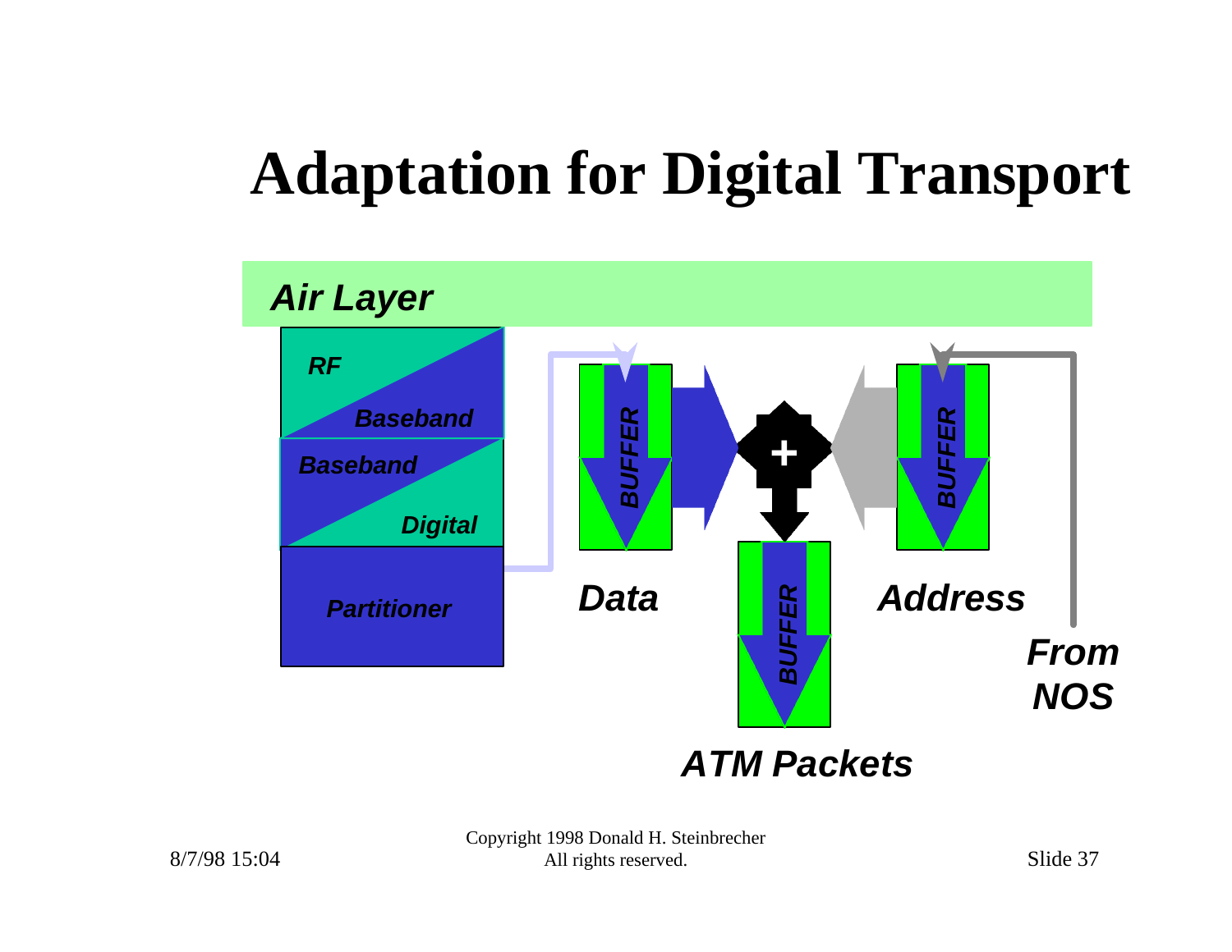# Adaptation for Digital Transport

*Air Layer*

*RF*

*Baseband*

*Baseband*

*Digital*

*Partitioner*

*BUFFER*

*Data*

+

*BUFFER*

*ATM Packets*

*BUFFER*

*Address*

*From NOS*

Copyright 1998 Donald H. Steinbrecher
All rights reserved.

8/7/98 15:04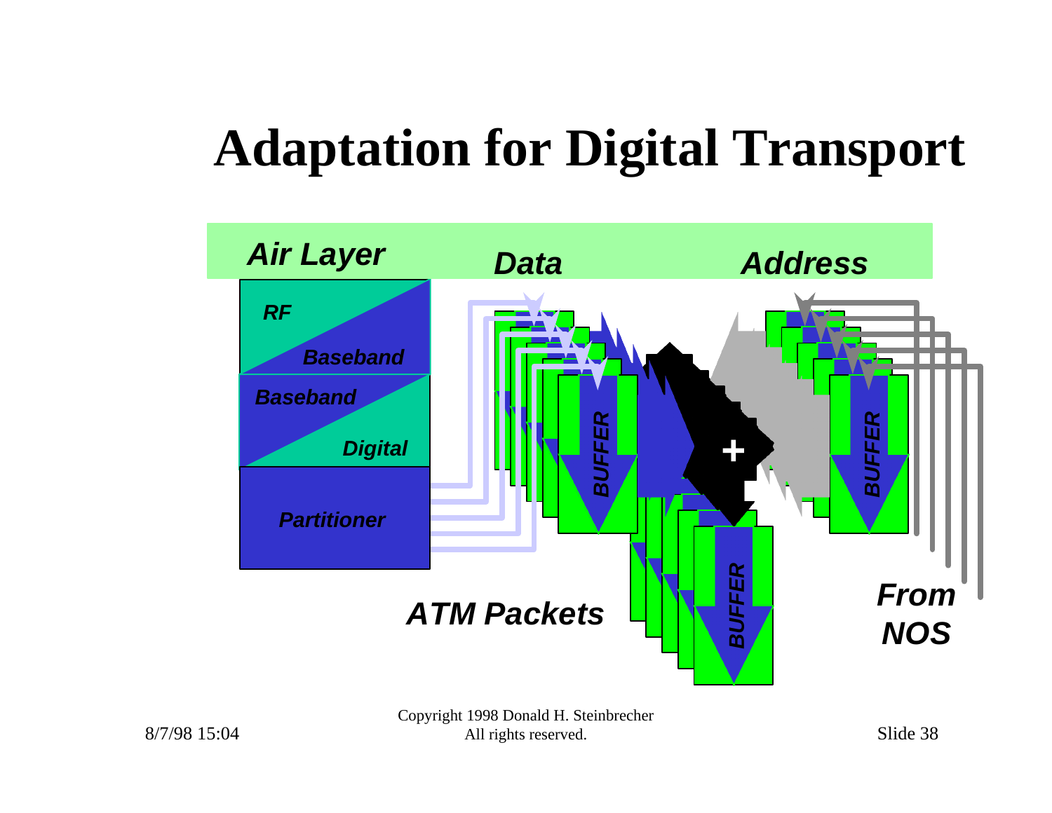# Adaptation for Digital Transport

Air Layer

Data

Address

RF

Baseband

Baseband

Digital

Partitioner

BUFFER

BUFFER

+

BUFFER

ATM Packets

From NOS

Copyright 1998 Donald H. Steinbrecher
All rights reserved.

8/7/98 15:04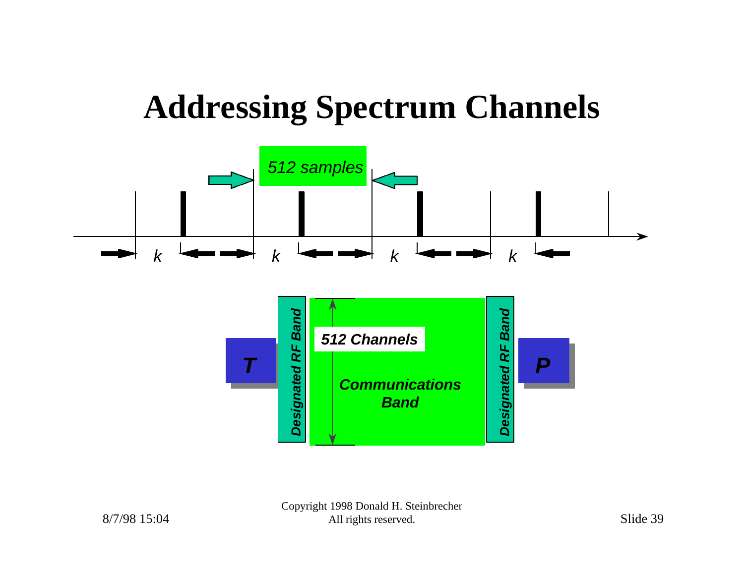# Addressing Spectrum Channels

*512 samples*

*k* *k* *k* *k*

***T***

***Designated RF Band***

***512 Channels***

***Communications Band***

***Designated RF Band***

***P***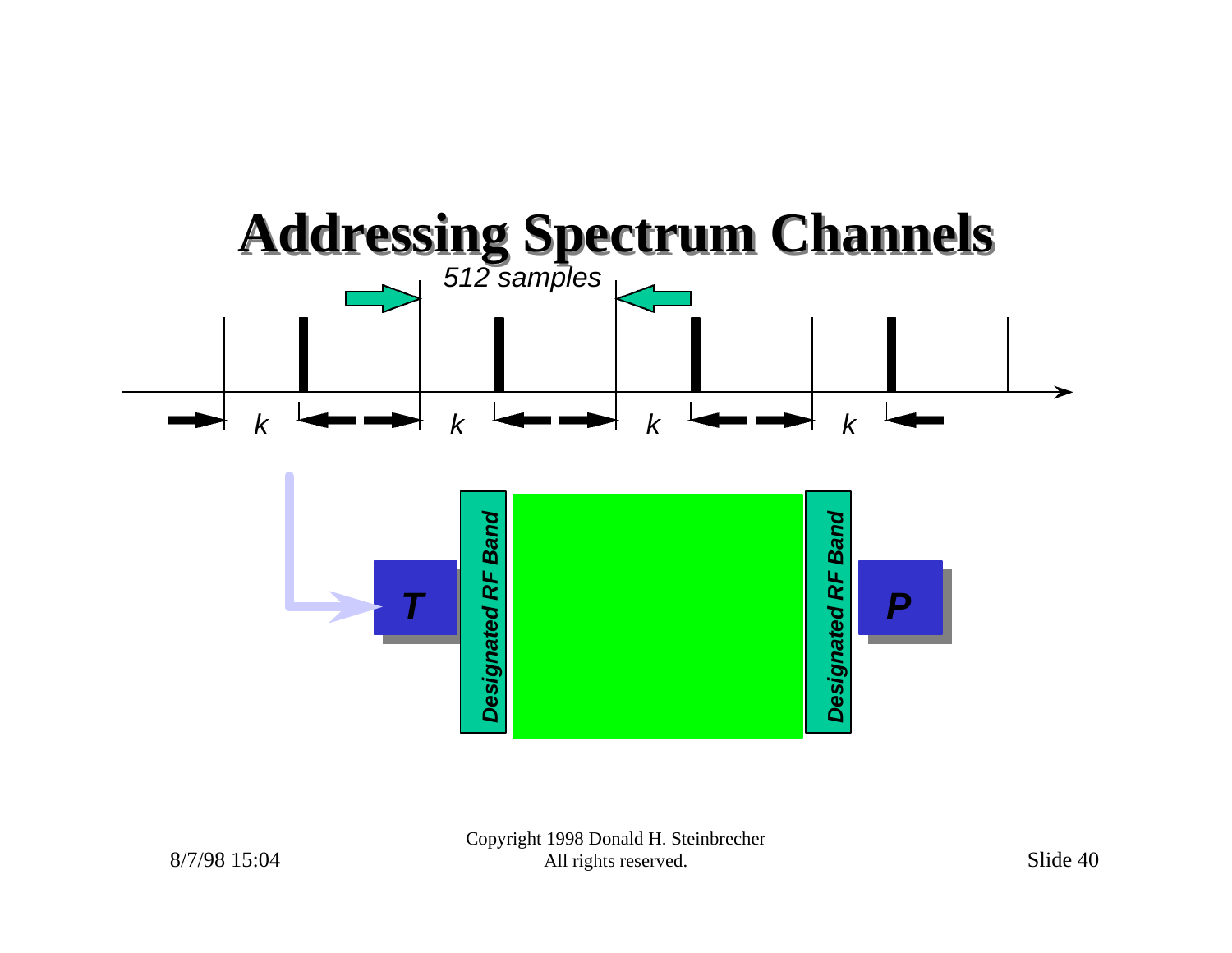# Addressing Spectrum Channels

*512 samples*

*k* *k* *k* *k*

*T*

*Designated RF Band*

*Designated RF Band*

*P*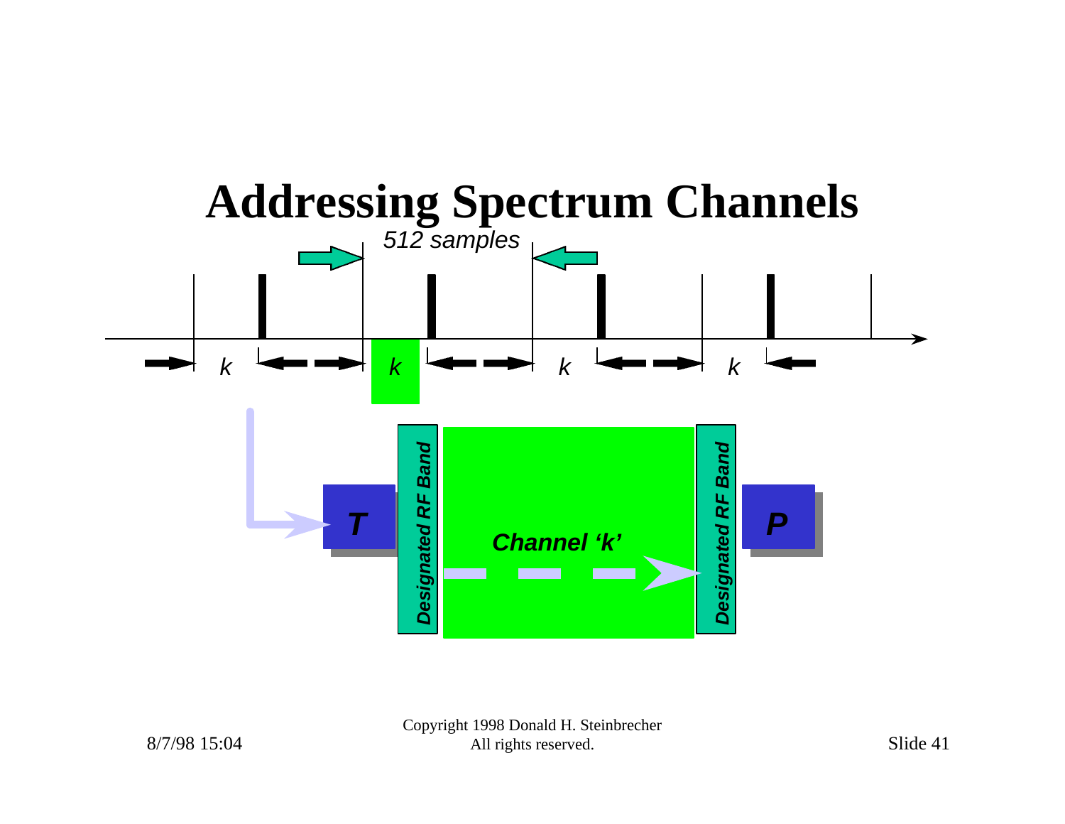# Addressing Spectrum Channels

*512 samples*

*k* *k* *k* *k*

**T**

***Designated RF Band***

***Channel 'k'***

***Designated RF Band***

**P**

8/7/98 15:04

Copyright 1998 Donald H. Steinbrecher
All rights reserved.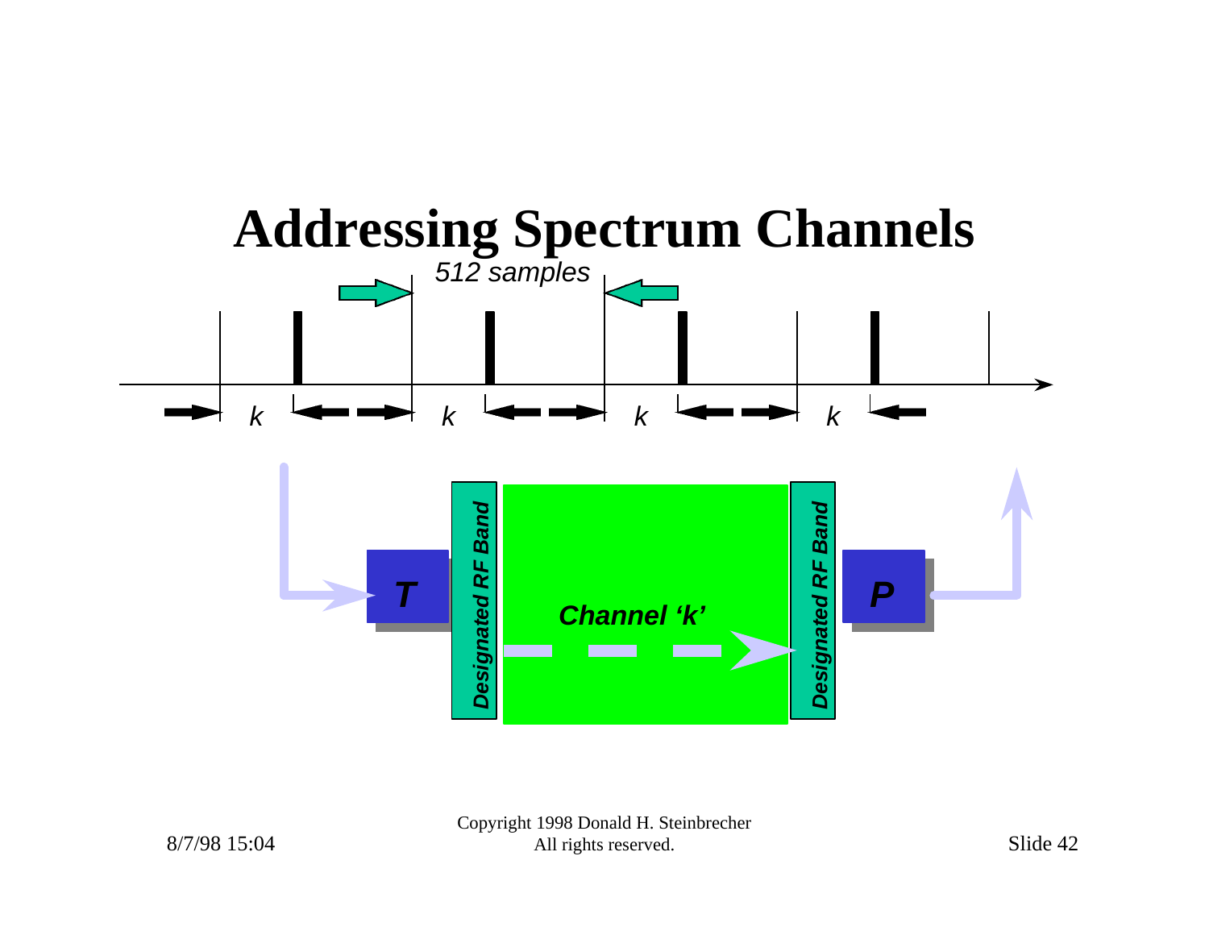# Addressing Spectrum Channels

*512 samples*

*k* *k* *k* *k*

**T**

***Designated RF Band***

***Channel 'k'***

***Designated RF Band***

**P**

8/7/98 15:04

Copyright 1998 Donald H. Steinbrecher
All rights reserved.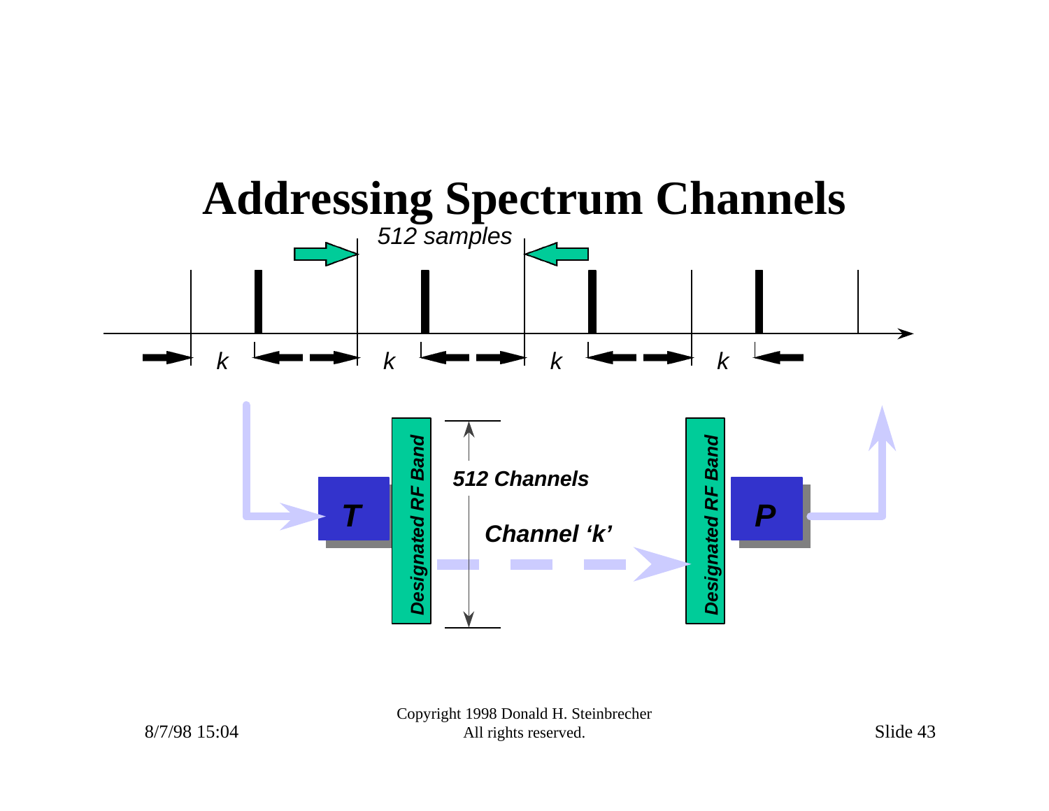# Addressing Spectrum Channels

*512 samples*

*k*

*k*

*k*

*k*

***T***

***Designated RF Band***

***512 Channels***

***Channel 'k'***

***Designated RF Band***

***P***

Copyright 1998 Donald H. Steinbrecher
All rights reserved.